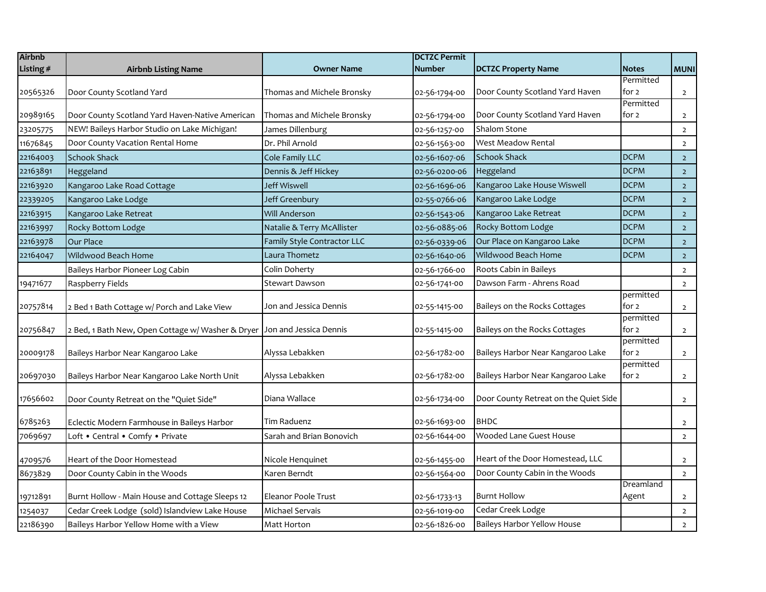| Airbnb Listing # | Airbnb Listing Name | Owner Name | DCTZC Permit Number | DCTZC Property Name | Notes | MUNI |
|---|---|---|---|---|---|---|
| 20565326 | Door County Scotland Yard | Thomas and Michele Bronsky | 02-56-1794-00 | Door County Scotland Yard Haven | Permitted for 2 | 2 |
| 20989165 | Door County Scotland Yard Haven-Native American | Thomas and Michele Bronsky | 02-56-1794-00 | Door County Scotland Yard Haven | Permitted for 2 | 2 |
| 23205775 | NEW! Baileys Harbor Studio on Lake Michigan! | James Dillenburg | 02-56-1257-00 | Shalom Stone | | 2 |
| 11676845 | Door County Vacation Rental Home | Dr. Phil Arnold | 02-56-1563-00 | West Meadow Rental | | 2 |
| 22164003 | Schook Shack | Cole Family LLC | 02-56-1607-06 | Schook Shack | DCPM | 2 |
| 22163891 | Heggeland | Dennis & Jeff Hickey | 02-56-0200-06 | Heggeland | DCPM | 2 |
| 22163920 | Kangaroo Lake Road Cottage | Jeff Wiswell | 02-56-1696-06 | Kangaroo Lake House Wiswell | DCPM | 2 |
| 22339205 | Kangaroo Lake Lodge | Jeff Greenbury | 02-55-0766-06 | Kangaroo Lake Lodge | DCPM | 2 |
| 22163915 | Kangaroo Lake Retreat | Will Anderson | 02-56-1543-06 | Kangaroo Lake Retreat | DCPM | 2 |
| 22163997 | Rocky Bottom Lodge | Natalie & Terry McAllister | 02-56-0885-06 | Rocky Bottom Lodge | DCPM | 2 |
| 22163978 | Our Place | Family Style Contractor LLC | 02-56-0339-06 | Our Place on Kangaroo Lake | DCPM | 2 |
| 22164047 | Wildwood Beach Home | Laura Thometz | 02-56-1640-06 | Wildwood Beach Home | DCPM | 2 |
| | Baileys Harbor Pioneer Log Cabin | Colin Doherty | 02-56-1766-00 | Roots Cabin in Baileys | | 2 |
| 19471677 | Raspberry Fields | Stewart Dawson | 02-56-1741-00 | Dawson Farm - Ahrens Road | | 2 |
| 20757814 | 2 Bed 1 Bath Cottage w/ Porch and Lake View | Jon and Jessica Dennis | 02-55-1415-00 | Baileys on the Rocks Cottages | permitted for 2 | 2 |
| 20756847 | 2 Bed, 1 Bath New, Open Cottage w/ Washer & Dryer | Jon and Jessica Dennis | 02-55-1415-00 | Baileys on the Rocks Cottages | permitted for 2 | 2 |
| 20009178 | Baileys Harbor Near Kangaroo Lake | Alyssa Lebakken | 02-56-1782-00 | Baileys Harbor Near Kangaroo Lake | permitted for 2 | 2 |
| 20697030 | Baileys Harbor Near Kangaroo Lake North Unit | Alyssa Lebakken | 02-56-1782-00 | Baileys Harbor Near Kangaroo Lake | permitted for 2 | 2 |
| 17656602 | Door County Retreat on the "Quiet Side" | Diana Wallace | 02-56-1734-00 | Door County Retreat on the Quiet Side | | 2 |
| 6785263 | Eclectic Modern Farmhouse in Baileys Harbor | Tim Raduenz | 02-56-1693-00 | BHDC | | 2 |
| 7069697 | Loft • Central • Comfy • Private | Sarah and Brian Bonovich | 02-56-1644-00 | Wooded Lane Guest House | | 2 |
| 4709576 | Heart of the Door Homestead | Nicole Henquinet | 02-56-1455-00 | Heart of the Door Homestead, LLC | | 2 |
| 8673829 | Door County Cabin in the Woods | Karen Berndt | 02-56-1564-00 | Door County Cabin in the Woods | | 2 |
| 19712891 | Burnt Hollow - Main House and Cottage Sleeps 12 | Eleanor Poole Trust | 02-56-1733-13 | Burnt Hollow | Dreamland Agent | 2 |
| 1254037 | Cedar Creek Lodge (sold) Islandview Lake House | Michael Servais | 02-56-1019-00 | Cedar Creek Lodge | | 2 |
| 22186390 | Baileys Harbor Yellow Home with a View | Matt Horton | 02-56-1826-00 | Baileys Harbor Yellow House | | 2 |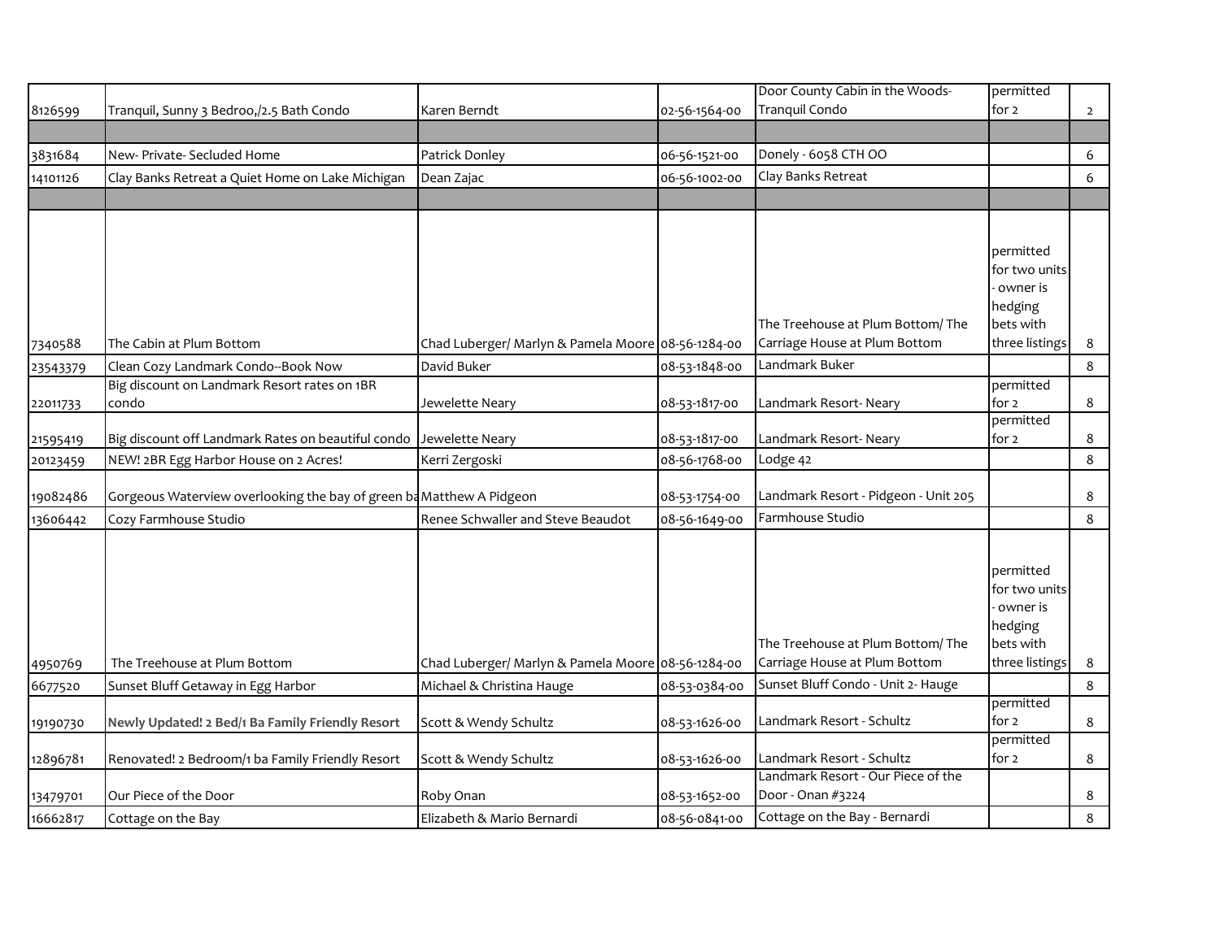| | | | | | | |
|---|---|---|---|---|---|---|
| 8126599 | Tranquil, Sunny 3 Bedroo,/2.5 Bath Condo | Karen Berndt | 02-56-1564-00 | Door County Cabin in the Woods-Tranquil Condo | permitted for 2 | 2 |
| | | | | | | |
| 3831684 | New- Private- Secluded Home | Patrick Donley | 06-56-1521-00 | Donely - 6058 CTH OO | | 6 |
| 14101126 | Clay Banks Retreat a Quiet Home on Lake Michigan | Dean Zajac | 06-56-1002-00 | Clay Banks Retreat | | 6 |
| | | | | | | |
| 7340588 | The Cabin at Plum Bottom | Chad Luberger/ Marlyn & Pamela Moore | 08-56-1284-00 | The Treehouse at Plum Bottom/ The Carriage House at Plum Bottom | permitted for two units - owner is hedging bets with three listings | 8 |
| 23543379 | Clean Cozy Landmark Condo--Book Now | David Buker | 08-53-1848-00 | Landmark Buker | | 8 |
| 22011733 | Big discount on Landmark Resort rates on 1BR condo | Jewelette Neary | 08-53-1817-00 | Landmark Resort- Neary | permitted for 2 | 8 |
| 21595419 | Big discount off Landmark Rates on beautiful condo | Jewelette Neary | 08-53-1817-00 | Landmark Resort- Neary | permitted for 2 | 8 |
| 20123459 | NEW! 2BR Egg Harbor House on 2 Acres! | Kerri Zergoski | 08-56-1768-00 | Lodge 42 | | 8 |
| 19082486 | Gorgeous Waterview overlooking the bay of green ba | Matthew A Pidgeon | 08-53-1754-00 | Landmark Resort - Pidgeon - Unit 205 | | 8 |
| 13606442 | Cozy Farmhouse Studio | Renee Schwaller and Steve Beaudot | 08-56-1649-00 | Farmhouse Studio | | 8 |
| 4950769 | The Treehouse at Plum Bottom | Chad Luberger/ Marlyn & Pamela Moore | 08-56-1284-00 | The Treehouse at Plum Bottom/ The Carriage House at Plum Bottom | permitted for two units - owner is hedging bets with three listings | 8 |
| 6677520 | Sunset Bluff Getaway in Egg Harbor | Michael & Christina Hauge | 08-53-0384-00 | Sunset Bluff Condo - Unit 2- Hauge | | 8 |
| 19190730 | **Newly Updated! 2 Bed/1 Ba Family Friendly Resort** | Scott & Wendy Schultz | 08-53-1626-00 | Landmark Resort - Schultz | permitted for 2 | 8 |
| 12896781 | Renovated! 2 Bedroom/1 ba Family Friendly Resort | Scott & Wendy Schultz | 08-53-1626-00 | Landmark Resort - Schultz | permitted for 2 | 8 |
| 13479701 | Our Piece of the Door | Roby Onan | 08-53-1652-00 | Landmark Resort - Our Piece of the Door - Onan #3224 | | 8 |
| 16662817 | Cottage on the Bay | Elizabeth & Mario Bernardi | 08-56-0841-00 | Cottage on the Bay - Bernardi | | 8 |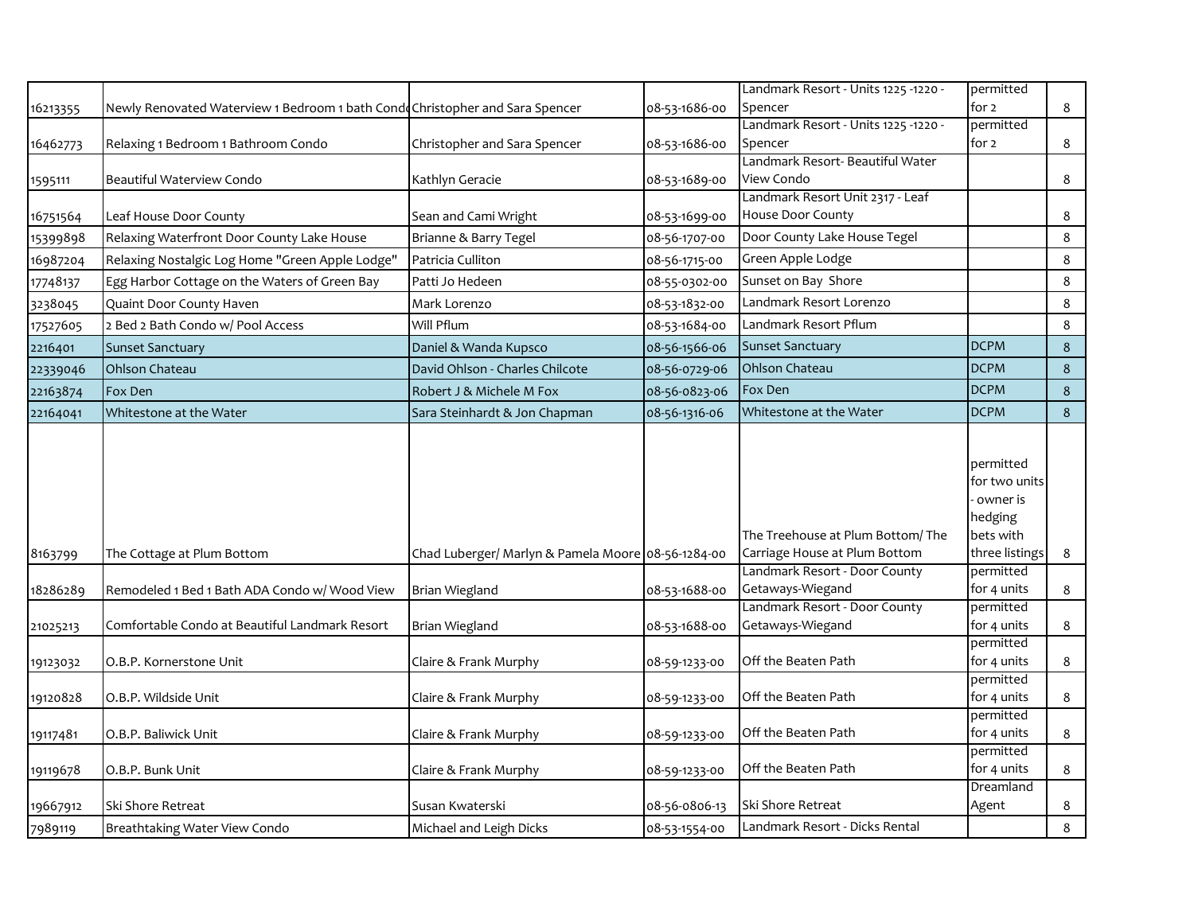| | | | | | | |
|---|---|---|---|---|---|---|
| 16213355 | Newly Renovated Waterview 1 Bedroom 1 bath Condo | Christopher and Sara Spencer | 08-53-1686-00 | Landmark Resort - Units 1225 -1220 - Spencer | permitted for 2 | 8 |
| 16462773 | Relaxing 1 Bedroom 1 Bathroom Condo | Christopher and Sara Spencer | 08-53-1686-00 | Landmark Resort - Units 1225 -1220 - Spencer | permitted for 2 | 8 |
| 1595111 | Beautiful Waterview Condo | Kathlyn Geracie | 08-53-1689-00 | Landmark Resort- Beautiful Water View Condo | | 8 |
| 16751564 | Leaf House Door County | Sean and Cami Wright | 08-53-1699-00 | Landmark Resort Unit 2317 - Leaf House Door County | | 8 |
| 15399898 | Relaxing Waterfront Door County Lake House | Brianne & Barry Tegel | 08-56-1707-00 | Door County Lake House Tegel | | 8 |
| 16987204 | Relaxing Nostalgic Log Home "Green Apple Lodge" | Patricia Culliton | 08-56-1715-00 | Green Apple Lodge | | 8 |
| 17748137 | Egg Harbor Cottage on the Waters of Green Bay | Patti Jo Hedeen | 08-55-0302-00 | Sunset on Bay Shore | | 8 |
| 3238045 | Quaint Door County Haven | Mark Lorenzo | 08-53-1832-00 | Landmark Resort Lorenzo | | 8 |
| 17527605 | 2 Bed 2 Bath Condo w/ Pool Access | Will Pflum | 08-53-1684-00 | Landmark Resort Pflum | | 8 |
| 2216401 | Sunset Sanctuary | Daniel & Wanda Kupsco | 08-56-1566-06 | Sunset Sanctuary | DCPM | 8 |
| 22339046 | Ohlson Chateau | David Ohlson - Charles Chilcote | 08-56-0729-06 | Ohlson Chateau | DCPM | 8 |
| 22163874 | Fox Den | Robert J & Michele M Fox | 08-56-0823-06 | Fox Den | DCPM | 8 |
| 22164041 | Whitestone at the Water | Sara Steinhardt & Jon Chapman | 08-56-1316-06 | Whitestone at the Water | DCPM | 8 |
| 8163799 | The Cottage at Plum Bottom | Chad Luberger/ Marlyn & Pamela Moore | 08-56-1284-00 | The Treehouse at Plum Bottom/ The Carriage House at Plum Bottom | permitted for two units - owner is hedging bets with three listings | 8 |
| 18286289 | Remodeled 1 Bed 1 Bath ADA Condo w/ Wood View | Brian Wiegland | 08-53-1688-00 | Landmark Resort - Door County Getaways-Wiegand | permitted for 4 units | 8 |
| 21025213 | Comfortable Condo at Beautiful Landmark Resort | Brian Wiegland | 08-53-1688-00 | Landmark Resort - Door County Getaways-Wiegand | permitted for 4 units | 8 |
| 19123032 | O.B.P. Kornerstone Unit | Claire & Frank Murphy | 08-59-1233-00 | Off the Beaten Path | permitted for 4 units | 8 |
| 19120828 | O.B.P. Wildside Unit | Claire & Frank Murphy | 08-59-1233-00 | Off the Beaten Path | permitted for 4 units | 8 |
| 19117481 | O.B.P. Baliwick Unit | Claire & Frank Murphy | 08-59-1233-00 | Off the Beaten Path | permitted for 4 units | 8 |
| 19119678 | O.B.P. Bunk Unit | Claire & Frank Murphy | 08-59-1233-00 | Off the Beaten Path | permitted for 4 units | 8 |
| 19667912 | Ski Shore Retreat | Susan Kwaterski | 08-56-0806-13 | Ski Shore Retreat | Dreamland Agent | 8 |
| 7989119 | Breathtaking Water View Condo | Michael and Leigh Dicks | 08-53-1554-00 | Landmark Resort - Dicks Rental | | 8 |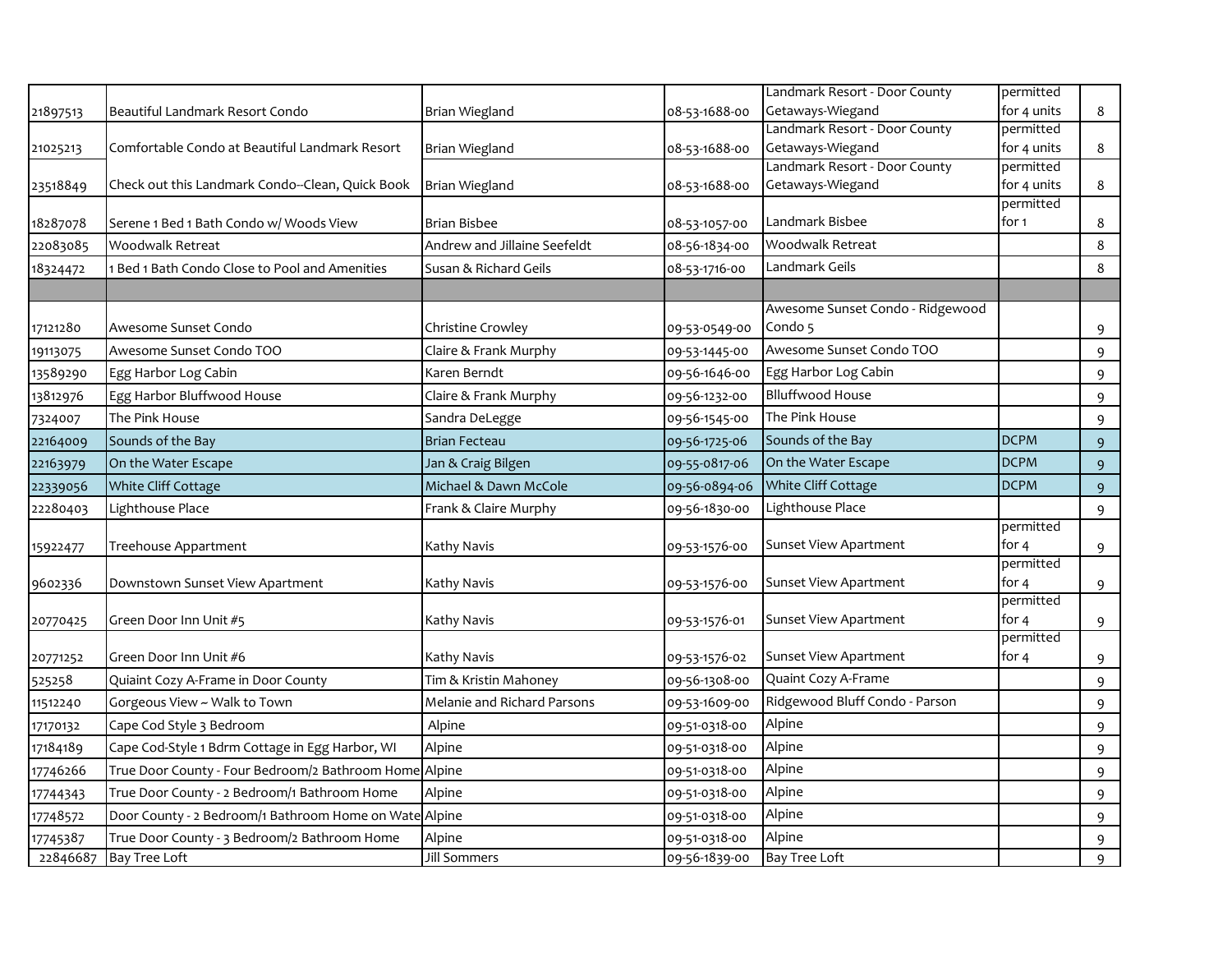| | | | | | | |
|---|---|---|---|---|---|---|
| 21897513 | Beautiful Landmark Resort Condo | Brian Wiegland | 08-53-1688-00 | Landmark Resort - Door County Getaways-Wiegand | permitted for 4 units | 8 |
| 21025213 | Comfortable Condo at Beautiful Landmark Resort | Brian Wiegland | 08-53-1688-00 | Landmark Resort - Door County Getaways-Wiegand | permitted for 4 units | 8 |
| 23518849 | Check out this Landmark Condo--Clean, Quick Book | Brian Wiegland | 08-53-1688-00 | Landmark Resort - Door County Getaways-Wiegand | permitted for 4 units | 8 |
| 18287078 | Serene 1 Bed 1 Bath Condo w/ Woods View | Brian Bisbee | 08-53-1057-00 | Landmark Bisbee | permitted for 1 | 8 |
| 22083085 | Woodwalk Retreat | Andrew and Jillaine Seefeldt | 08-56-1834-00 | Woodwalk Retreat | | 8 |
| 18324472 | 1 Bed 1 Bath Condo Close to Pool and Amenities | Susan & Richard Geils | 08-53-1716-00 | Landmark Geils | | 8 |
| | | | | | | |
| 17121280 | Awesome Sunset Condo | Christine Crowley | 09-53-0549-00 | Awesome Sunset Condo - Ridgewood Condo 5 | | 9 |
| 19113075 | Awesome Sunset Condo TOO | Claire & Frank Murphy | 09-53-1445-00 | Awesome Sunset Condo TOO | | 9 |
| 13589290 | Egg Harbor Log Cabin | Karen Berndt | 09-56-1646-00 | Egg Harbor Log Cabin | | 9 |
| 13812976 | Egg Harbor Bluffwood House | Claire & Frank Murphy | 09-56-1232-00 | Blluffwood House | | 9 |
| 7324007 | The Pink House | Sandra DeLegge | 09-56-1545-00 | The Pink House | | 9 |
| 22164009 | Sounds of the Bay | Brian Fecteau | 09-56-1725-06 | Sounds of the Bay | DCPM | 9 |
| 22163979 | On the Water Escape | Jan & Craig Bilgen | 09-55-0817-06 | On the Water Escape | DCPM | 9 |
| 22339056 | White Cliff Cottage | Michael & Dawn McCole | 09-56-0894-06 | White Cliff Cottage | DCPM | 9 |
| 22280403 | Lighthouse Place | Frank & Claire Murphy | 09-56-1830-00 | Lighthouse Place | | 9 |
| 15922477 | Treehouse Appartment | Kathy Navis | 09-53-1576-00 | Sunset View Apartment | permitted for 4 | 9 |
| 9602336 | Downtown Sunset View Apartment | Kathy Navis | 09-53-1576-00 | Sunset View Apartment | permitted for 4 | 9 |
| 20770425 | Green Door Inn Unit #5 | Kathy Navis | 09-53-1576-01 | Sunset View Apartment | permitted for 4 | 9 |
| 20771252 | Green Door Inn Unit #6 | Kathy Navis | 09-53-1576-02 | Sunset View Apartment | permitted for 4 | 9 |
| 525258 | Quiaint Cozy A-Frame in Door County | Tim & Kristin Mahoney | 09-56-1308-00 | Quaint Cozy A-Frame | | 9 |
| 11512240 | Gorgeous View ~ Walk to Town | Melanie and Richard Parsons | 09-53-1609-00 | Ridgewood Bluff Condo - Parson | | 9 |
| 17170132 | Cape Cod Style 3 Bedroom | Alpine | 09-51-0318-00 | Alpine | | 9 |
| 17184189 | Cape Cod-Style 1 Bdrm Cottage in Egg Harbor, WI | Alpine | 09-51-0318-00 | Alpine | | 9 |
| 17746266 | True Door County - Four Bedroom/2 Bathroom Home | Alpine | 09-51-0318-00 | Alpine | | 9 |
| 17744343 | True Door County - 2 Bedroom/1 Bathroom Home | Alpine | 09-51-0318-00 | Alpine | | 9 |
| 17748572 | Door County - 2 Bedroom/1 Bathroom Home on Wate | Alpine | 09-51-0318-00 | Alpine | | 9 |
| 17745387 | True Door County - 3 Bedroom/2 Bathroom Home | Alpine | 09-51-0318-00 | Alpine | | 9 |
| 22846687 | Bay Tree Loft | Jill Sommers | 09-56-1839-00 | Bay Tree Loft | | 9 |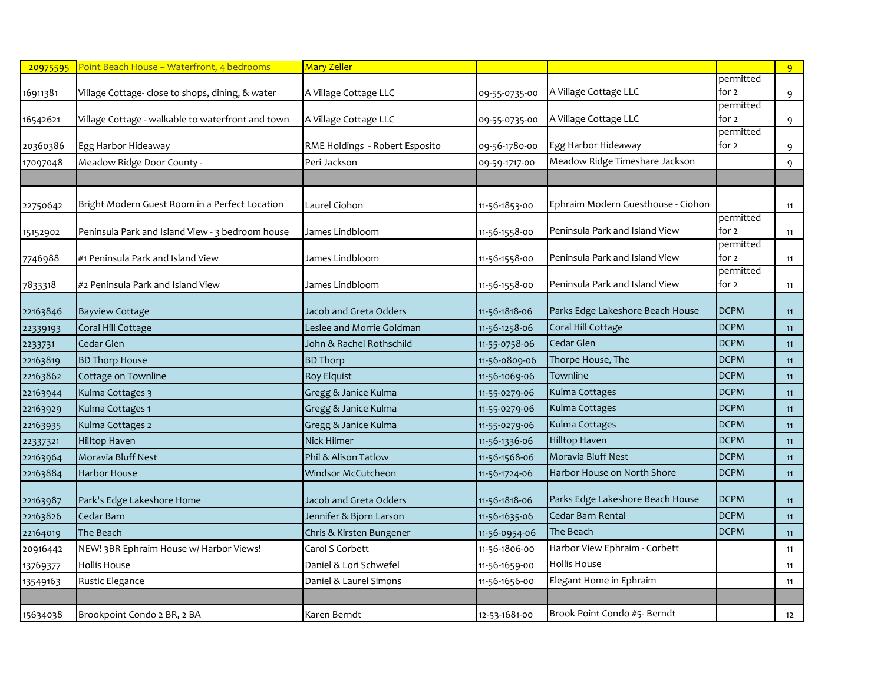| | | | | | | |
|---|---|---|---|---|---|---|
| 20975595 | Point Beach House ~ Waterfront, 4 bedrooms | Mary Zeller | | | | 9 |
| 16911381 | Village Cottage- close to shops, dining, & water | A Village Cottage LLC | 09-55-0735-00 | A Village Cottage LLC | permitted for 2 | 9 |
| 16542621 | Village Cottage - walkable to waterfront and town | A Village Cottage LLC | 09-55-0735-00 | A Village Cottage LLC | permitted for 2 | 9 |
| 20360386 | Egg Harbor Hideaway | RME Holdings - Robert Esposito | 09-56-1780-00 | Egg Harbor Hideaway | permitted for 2 | 9 |
| 17097048 | Meadow Ridge Door County - | Peri Jackson | 09-59-1717-00 | Meadow Ridge Timeshare Jackson | | 9 |
| | | | | | | |
| 22750642 | Bright Modern Guest Room in a Perfect Location | Laurel Ciohon | 11-56-1853-00 | Ephraim Modern Guesthouse - Ciohon | | 11 |
| 15152902 | Peninsula Park and Island View - 3 bedroom house | James Lindbloom | 11-56-1558-00 | Peninsula Park and Island View | permitted for 2 | 11 |
| 7746988 | #1 Peninsula Park and Island View | James Lindbloom | 11-56-1558-00 | Peninsula Park and Island View | permitted for 2 | 11 |
| 7833318 | #2 Peninsula Park and Island View | James Lindbloom | 11-56-1558-00 | Peninsula Park and Island View | permitted for 2 | 11 |
| 22163846 | Bayview Cottage | Jacob and Greta Odders | 11-56-1818-06 | Parks Edge Lakeshore Beach House | DCPM | 11 |
| 22339193 | Coral Hill Cottage | Leslee and Morrie Goldman | 11-56-1258-06 | Coral Hill Cottage | DCPM | 11 |
| 2233731 | Cedar Glen | John & Rachel Rothschild | 11-55-0758-06 | Cedar Glen | DCPM | 11 |
| 22163819 | BD Thorp House | BD Thorp | 11-56-0809-06 | Thorpe House, The | DCPM | 11 |
| 22163862 | Cottage on Townline | Roy Elquist | 11-56-1069-06 | Townline | DCPM | 11 |
| 22163944 | Kulma Cottages 3 | Gregg & Janice Kulma | 11-55-0279-06 | Kulma Cottages | DCPM | 11 |
| 22163929 | Kulma Cottages 1 | Gregg & Janice Kulma | 11-55-0279-06 | Kulma Cottages | DCPM | 11 |
| 22163935 | Kulma Cottages 2 | Gregg & Janice Kulma | 11-55-0279-06 | Kulma Cottages | DCPM | 11 |
| 22337321 | Hilltop Haven | Nick Hilmer | 11-56-1336-06 | Hilltop Haven | DCPM | 11 |
| 22163964 | Moravia Bluff Nest | Phil & Alison Tatlow | 11-56-1568-06 | Moravia Bluff Nest | DCPM | 11 |
| 22163884 | Harbor House | Windsor McCutcheon | 11-56-1724-06 | Harbor House on North Shore | DCPM | 11 |
| 22163987 | Park's Edge Lakeshore Home | Jacob and Greta Odders | 11-56-1818-06 | Parks Edge Lakeshore Beach House | DCPM | 11 |
| 22163826 | Cedar Barn | Jennifer & Bjorn Larson | 11-56-1635-06 | Cedar Barn Rental | DCPM | 11 |
| 22164019 | The Beach | Chris & Kirsten Bungener | 11-56-0954-06 | The Beach | DCPM | 11 |
| 20916442 | NEW! 3BR Ephraim House w/ Harbor Views! | Carol S Corbett | 11-56-1806-00 | Harbor View Ephraim - Corbett | | 11 |
| 13769377 | Hollis House | Daniel & Lori Schwefel | 11-56-1659-00 | Hollis House | | 11 |
| 13549163 | Rustic Elegance | Daniel & Laurel Simons | 11-56-1656-00 | Elegant Home in Ephraim | | 11 |
| | | | | | | |
| 15634038 | Brookpoint Condo 2 BR, 2 BA | Karen Berndt | 12-53-1681-00 | Brook Point Condo #5- Berndt | | 12 |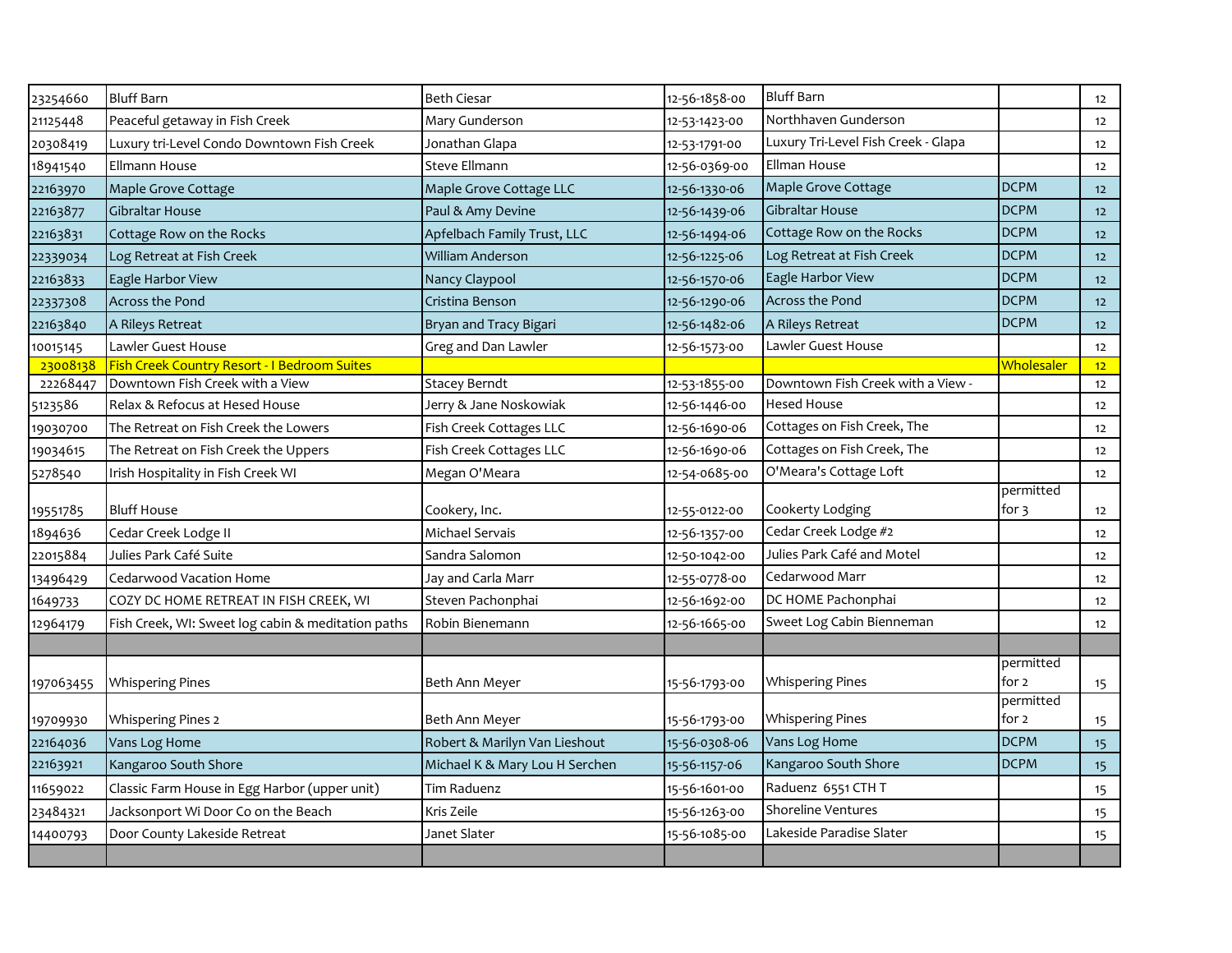| | | | | | | |
|---|---|---|---|---|---|---|
| 23254660 | Bluff Barn | Beth Ciesar | 12-56-1858-00 | Bluff Barn | | 12 |
| 21125448 | Peaceful getaway in Fish Creek | Mary Gunderson | 12-53-1423-00 | Northhaven Gunderson | | 12 |
| 20308419 | Luxury tri-Level Condo Downtown Fish Creek | Jonathan Glapa | 12-53-1791-00 | Luxury Tri-Level Fish Creek - Glapa | | 12 |
| 18941540 | Ellmann House | Steve Ellmann | 12-56-0369-00 | Ellman House | | 12 |
| 22163970 | Maple Grove Cottage | Maple Grove Cottage LLC | 12-56-1330-06 | Maple Grove Cottage | DCPM | 12 |
| 22163877 | Gibraltar House | Paul & Amy Devine | 12-56-1439-06 | Gibraltar House | DCPM | 12 |
| 22163831 | Cottage Row on the Rocks | Apfelbach Family Trust, LLC | 12-56-1494-06 | Cottage Row on the Rocks | DCPM | 12 |
| 22339034 | Log Retreat at Fish Creek | William Anderson | 12-56-1225-06 | Log Retreat at Fish Creek | DCPM | 12 |
| 22163833 | Eagle Harbor View | Nancy Claypool | 12-56-1570-06 | Eagle Harbor View | DCPM | 12 |
| 22337308 | Across the Pond | Cristina Benson | 12-56-1290-06 | Across the Pond | DCPM | 12 |
| 22163840 | A Rileys Retreat | Bryan and Tracy Bigari | 12-56-1482-06 | A Rileys Retreat | DCPM | 12 |
| 10015145 | Lawler Guest House | Greg and Dan Lawler | 12-56-1573-00 | Lawler Guest House | | 12 |
| 23008138 | Fish Creek Country Resort - I Bedroom Suites | | | | Wholesaler | 12 |
| 22268447 | Downtown Fish Creek with a View | Stacey Berndt | 12-53-1855-00 | Downtown Fish Creek with a View - | | 12 |
| 5123586 | Relax & Refocus at Hesed House | Jerry & Jane Noskowiak | 12-56-1446-00 | Hesed House | | 12 |
| 19030700 | The Retreat on Fish Creek the Lowers | Fish Creek Cottages LLC | 12-56-1690-06 | Cottages on Fish Creek, The | | 12 |
| 19034615 | The Retreat on Fish Creek the Uppers | Fish Creek Cottages LLC | 12-56-1690-06 | Cottages on Fish Creek, The | | 12 |
| 5278540 | Irish Hospitality in Fish Creek WI | Megan O'Meara | 12-54-0685-00 | O'Meara's Cottage Loft | | 12 |
| 19551785 | Bluff House | Cookery, Inc. | 12-55-0122-00 | Cookerty Lodging | permitted for 3 | 12 |
| 1894636 | Cedar Creek Lodge II | Michael Servais | 12-56-1357-00 | Cedar Creek Lodge #2 | | 12 |
| 22015884 | Julies Park Café Suite | Sandra Salomon | 12-50-1042-00 | Julies Park Café and Motel | | 12 |
| 13496429 | Cedarwood Vacation Home | Jay and Carla Marr | 12-55-0778-00 | Cedarwood Marr | | 12 |
| 1649733 | COZY DC HOME RETREAT IN FISH CREEK, WI | Steven Pachonphai | 12-56-1692-00 | DC HOME Pachonphai | | 12 |
| 12964179 | Fish Creek, WI: Sweet log cabin & meditation paths | Robin Bienemann | 12-56-1665-00 | Sweet Log Cabin Bienneman | | 12 |
| | | | | | | |
| 197063455 | Whispering Pines | Beth Ann Meyer | 15-56-1793-00 | Whispering Pines | permitted for 2 | 15 |
| 19709930 | Whispering Pines 2 | Beth Ann Meyer | 15-56-1793-00 | Whispering Pines | permitted for 2 | 15 |
| 22164036 | Vans Log Home | Robert & Marilyn Van Lieshout | 15-56-0308-06 | Vans Log Home | DCPM | 15 |
| 22163921 | Kangaroo South Shore | Michael K & Mary Lou H Serchen | 15-56-1157-06 | Kangaroo South Shore | DCPM | 15 |
| 11659022 | Classic Farm House in Egg Harbor (upper unit) | Tim Raduenz | 15-56-1601-00 | Raduenz 6551 CTH T | | 15 |
| 23484321 | Jacksonport Wi Door Co on the Beach | Kris Zeile | 15-56-1263-00 | Shoreline Ventures | | 15 |
| 14400793 | Door County Lakeside Retreat | Janet Slater | 15-56-1085-00 | Lakeside Paradise Slater | | 15 |
| | | | | | | |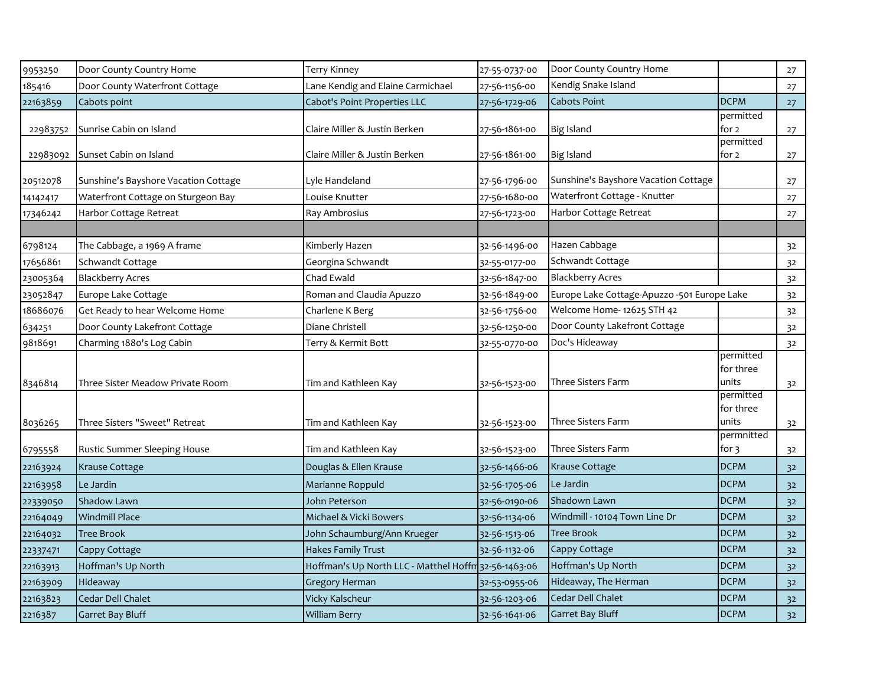| | | | | | | |
|---|---|---|---|---|---|---|
| 9953250 | Door County Country Home | Terry Kinney | 27-55-0737-00 | Door County Country Home | | 27 |
| 185416 | Door County Waterfront Cottage | Lane Kendig and Elaine Carmichael | 27-56-1156-00 | Kendig Snake Island | | 27 |
| 22163859 | Cabots point | Cabot's Point Properties LLC | 27-56-1729-06 | Cabots Point | DCPM | 27 |
| 22983752 | Sunrise Cabin on Island | Claire Miller & Justin Berken | 27-56-1861-00 | Big Island | permitted for 2 | 27 |
| 22983092 | Sunset Cabin on Island | Claire Miller & Justin Berken | 27-56-1861-00 | Big Island | permitted for 2 | 27 |
| 20512078 | Sunshine's Bayshore Vacation Cottage | Lyle Handeland | 27-56-1796-00 | Sunshine's Bayshore Vacation Cottage | | 27 |
| 14142417 | Waterfront Cottage on Sturgeon Bay | Louise Knutter | 27-56-1680-00 | Waterfront Cottage - Knutter | | 27 |
| 17346242 | Harbor Cottage Retreat | Ray Ambrosius | 27-56-1723-00 | Harbor Cottage Retreat | | 27 |
| | | | | | | |
| 6798124 | The Cabbage, a 1969 A frame | Kimberly Hazen | 32-56-1496-00 | Hazen Cabbage | | 32 |
| 17656861 | Schwandt Cottage | Georgina Schwandt | 32-55-0177-00 | Schwandt Cottage | | 32 |
| 23005364 | Blackberry Acres | Chad Ewald | 32-56-1847-00 | Blackberry Acres | | 32 |
| 23052847 | Europe Lake Cottage | Roman and Claudia Apuzzo | 32-56-1849-00 | Europe Lake Cottage-Apuzzo -501 Europe Lake | | 32 |
| 18686076 | Get Ready to hear Welcome Home | Charlene K Berg | 32-56-1756-00 | Welcome Home- 12625 STH 42 | | 32 |
| 634251 | Door County Lakefront Cottage | Diane Christell | 32-56-1250-00 | Door County Lakefront Cottage | | 32 |
| 9818691 | Charming 1880's Log Cabin | Terry & Kermit Bott | 32-55-0770-00 | Doc's Hideaway | | 32 |
| 8346814 | Three Sister Meadow Private Room | Tim and Kathleen Kay | 32-56-1523-00 | Three Sisters Farm | permitted for three units | 32 |
| 8036265 | Three Sisters "Sweet" Retreat | Tim and Kathleen Kay | 32-56-1523-00 | Three Sisters Farm | permitted for three units | 32 |
| 6795558 | Rustic Summer Sleeping House | Tim and Kathleen Kay | 32-56-1523-00 | Three Sisters Farm | permnitted for 3 | 32 |
| 22163924 | Krause Cottage | Douglas & Ellen Krause | 32-56-1466-06 | Krause Cottage | DCPM | 32 |
| 22163958 | Le Jardin | Marianne Roppuld | 32-56-1705-06 | Le Jardin | DCPM | 32 |
| 22339050 | Shadow Lawn | John Peterson | 32-56-0190-06 | Shadown Lawn | DCPM | 32 |
| 22164049 | Windmill Place | Michael & Vicki Bowers | 32-56-1134-06 | Windmill - 10104 Town Line Dr | DCPM | 32 |
| 22164032 | Tree Brook | John Schaumburg/Ann Krueger | 32-56-1513-06 | Tree Brook | DCPM | 32 |
| 22337471 | Cappy Cottage | Hakes Family Trust | 32-56-1132-06 | Cappy Cottage | DCPM | 32 |
| 22163913 | Hoffman's Up North | Hoffman's Up North LLC - Matthel Hoffm | 32-56-1463-06 | Hoffman's Up North | DCPM | 32 |
| 22163909 | Hideaway | Gregory Herman | 32-53-0955-06 | Hideaway, The Herman | DCPM | 32 |
| 22163823 | Cedar Dell Chalet | Vicky Kalscheur | 32-56-1203-06 | Cedar Dell Chalet | DCPM | 32 |
| 2216387 | Garret Bay Bluff | William Berry | 32-56-1641-06 | Garret Bay Bluff | DCPM | 32 |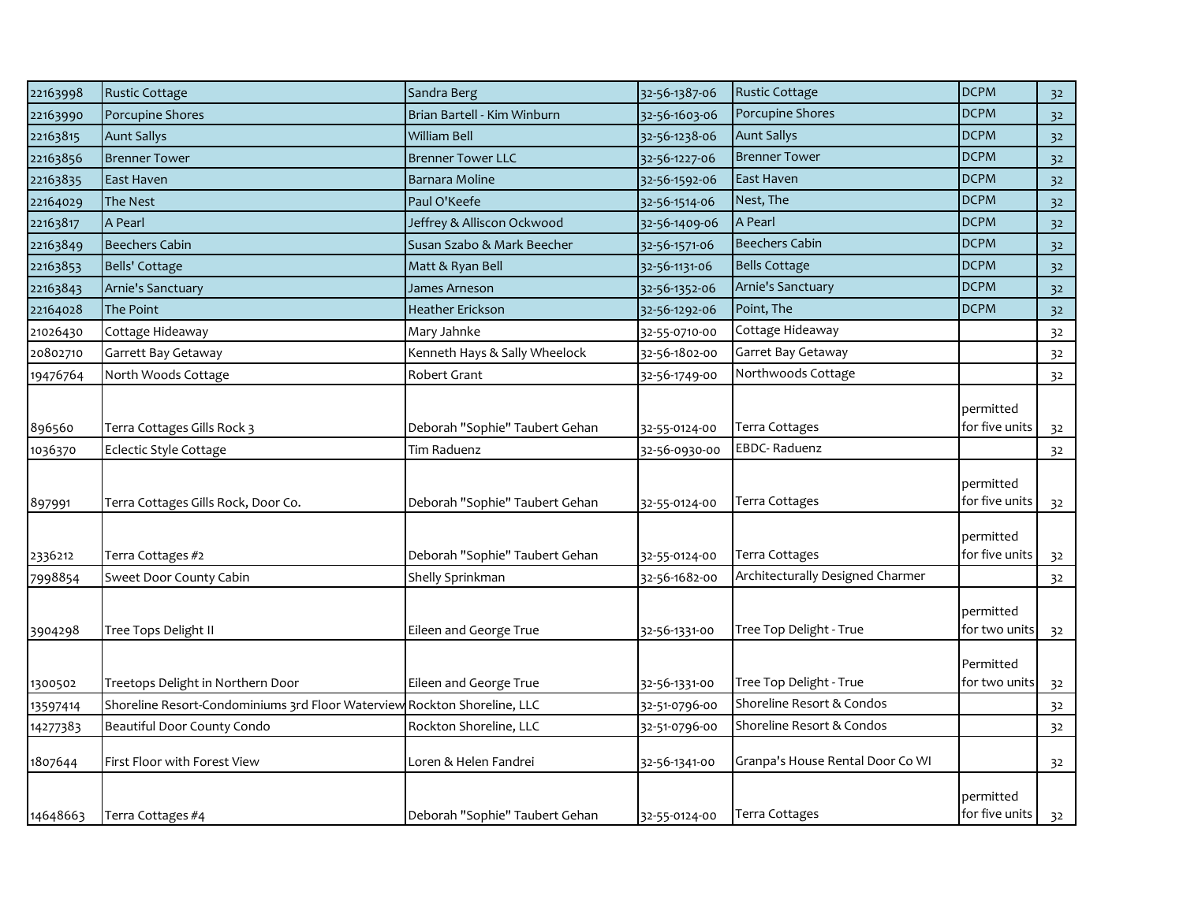| | | | | | | |
|---|---|---|---|---|---|---|
| 22163998 | Rustic Cottage | Sandra Berg | 32-56-1387-06 | Rustic Cottage | DCPM | 32 |
| 22163990 | Porcupine Shores | Brian Bartell - Kim Winburn | 32-56-1603-06 | Porcupine Shores | DCPM | 32 |
| 22163815 | Aunt Sallys | William Bell | 32-56-1238-06 | Aunt Sallys | DCPM | 32 |
| 22163856 | Brenner Tower | Brenner Tower LLC | 32-56-1227-06 | Brenner Tower | DCPM | 32 |
| 22163835 | East Haven | Barnara Moline | 32-56-1592-06 | East Haven | DCPM | 32 |
| 22164029 | The Nest | Paul O'Keefe | 32-56-1514-06 | Nest, The | DCPM | 32 |
| 22163817 | A Pearl | Jeffrey & Alliscon Ockwood | 32-56-1409-06 | A Pearl | DCPM | 32 |
| 22163849 | Beechers Cabin | Susan Szabo & Mark Beecher | 32-56-1571-06 | Beechers Cabin | DCPM | 32 |
| 22163853 | Bells' Cottage | Matt & Ryan Bell | 32-56-1131-06 | Bells Cottage | DCPM | 32 |
| 22163843 | Arnie's Sanctuary | James Arneson | 32-56-1352-06 | Arnie's Sanctuary | DCPM | 32 |
| 22164028 | The Point | Heather Erickson | 32-56-1292-06 | Point, The | DCPM | 32 |
| 21026430 | Cottage Hideaway | Mary Jahnke | 32-55-0710-00 | Cottage Hideaway | | 32 |
| 20802710 | Garrett Bay Getaway | Kenneth Hays & Sally Wheelock | 32-56-1802-00 | Garret Bay Getaway | | 32 |
| 19476764 | North Woods Cottage | Robert Grant | 32-56-1749-00 | Northwoods Cottage | | 32 |
| 896560 | Terra Cottages Gills Rock 3 | Deborah "Sophie" Taubert Gehan | 32-55-0124-00 | Terra Cottages | permitted for five units | 32 |
| 1036370 | Eclectic Style Cottage | Tim Raduenz | 32-56-0930-00 | EBDC- Raduenz | | 32 |
| 897991 | Terra Cottages Gills Rock, Door Co. | Deborah "Sophie" Taubert Gehan | 32-55-0124-00 | Terra Cottages | permitted for five units | 32 |
| 2336212 | Terra Cottages #2 | Deborah "Sophie" Taubert Gehan | 32-55-0124-00 | Terra Cottages | permitted for five units | 32 |
| 7998854 | Sweet Door County Cabin | Shelly Sprinkman | 32-56-1682-00 | Architecturally Designed Charmer | | 32 |
| 3904298 | Tree Tops Delight II | Eileen and George True | 32-56-1331-00 | Tree Top Delight - True | permitted for two units | 32 |
| 1300502 | Treetops Delight in Northern Door | Eileen and George True | 32-56-1331-00 | Tree Top Delight - True | Permitted for two units | 32 |
| 13597414 | Shoreline Resort-Condominiums 3rd Floor Waterview | Rockton Shoreline, LLC | 32-51-0796-00 | Shoreline Resort & Condos | | 32 |
| 14277383 | Beautiful Door County Condo | Rockton Shoreline, LLC | 32-51-0796-00 | Shoreline Resort & Condos | | 32 |
| 1807644 | First Floor with Forest View | Loren & Helen Fandrei | 32-56-1341-00 | Granpa's House Rental Door Co WI | | 32 |
| 14648663 | Terra Cottages #4 | Deborah "Sophie" Taubert Gehan | 32-55-0124-00 | Terra Cottages | permitted for five units | 32 |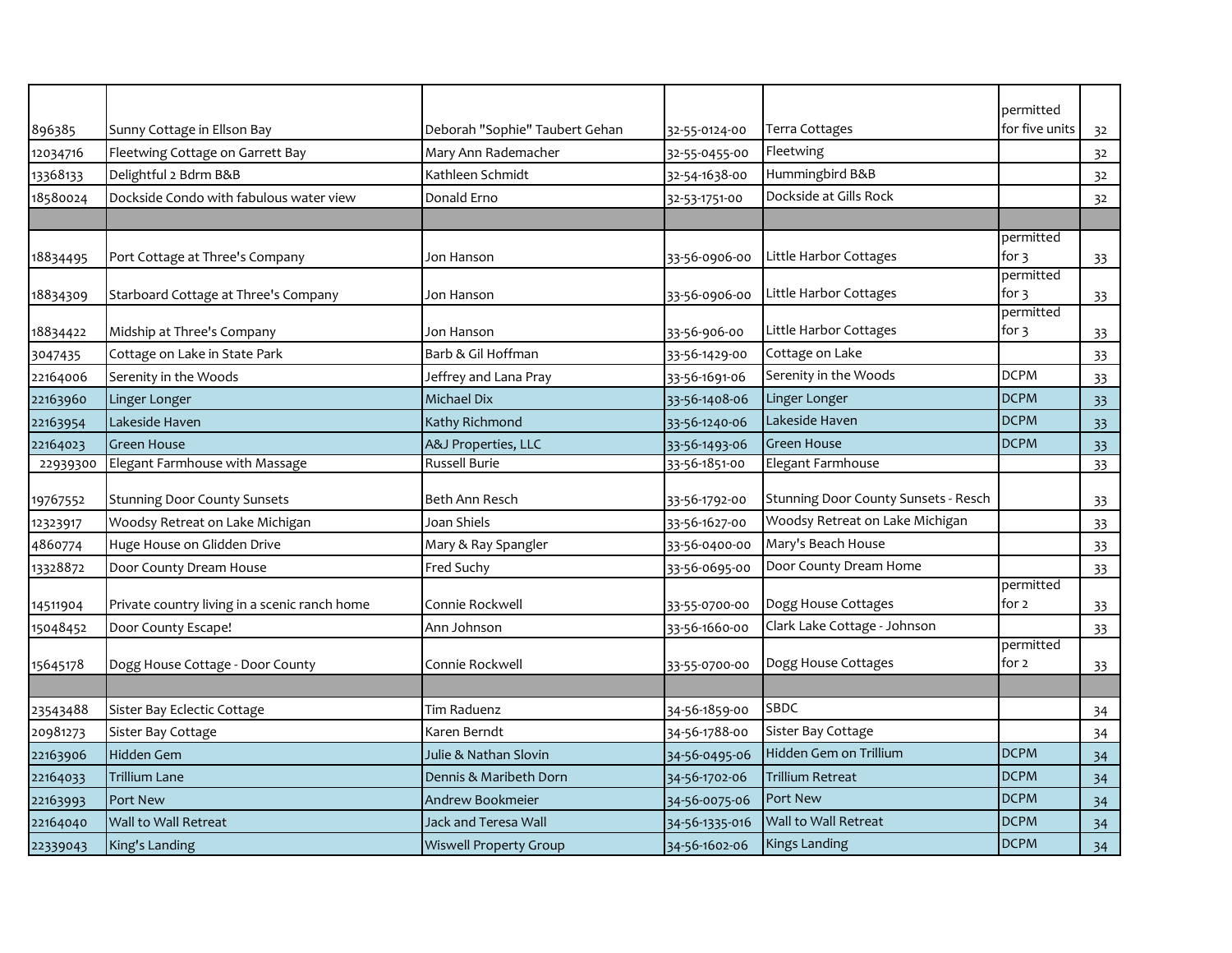| | | | | | | |
|---|---|---|---|---|---|---|
| 896385 | Sunny Cottage in Ellson Bay | Deborah "Sophie" Taubert Gehan | 32-55-0124-00 | Terra Cottages | permitted for five units | 32 |
| 12034716 | Fleetwing Cottage on Garrett Bay | Mary Ann Rademacher | 32-55-0455-00 | Fleetwing | | 32 |
| 13368133 | Delightful 2 Bdrm B&B | Kathleen Schmidt | 32-54-1638-00 | Hummingbird B&B | | 32 |
| 18580024 | Dockside Condo with fabulous water view | Donald Erno | 32-53-1751-00 | Dockside at Gills Rock | | 32 |
| | | | | | | |
| 18834495 | Port Cottage at Three's Company | Jon Hanson | 33-56-0906-00 | Little Harbor Cottages | permitted for 3 | 33 |
| 18834309 | Starboard Cottage at Three's Company | Jon Hanson | 33-56-0906-00 | Little Harbor Cottages | permitted for 3 | 33 |
| 18834422 | Midship at Three's Company | Jon Hanson | 33-56-906-00 | Little Harbor Cottages | permitted for 3 | 33 |
| 3047435 | Cottage on Lake in State Park | Barb & Gil Hoffman | 33-56-1429-00 | Cottage on Lake | | 33 |
| 22164006 | Serenity in the Woods | Jeffrey and Lana Pray | 33-56-1691-06 | Serenity in the Woods | DCPM | 33 |
| 22163960 | Linger Longer | Michael Dix | 33-56-1408-06 | Linger Longer | DCPM | 33 |
| 22163954 | Lakeside Haven | Kathy Richmond | 33-56-1240-06 | Lakeside Haven | DCPM | 33 |
| 22164023 | Green House | A&J Properties, LLC | 33-56-1493-06 | Green House | DCPM | 33 |
| 22939300 | Elegant Farmhouse with Massage | Russell Burie | 33-56-1851-00 | Elegant Farmhouse | | 33 |
| 19767552 | Stunning Door County Sunsets | Beth Ann Resch | 33-56-1792-00 | Stunning Door County Sunsets - Resch | | 33 |
| 12323917 | Woodsy Retreat on Lake Michigan | Joan Shiels | 33-56-1627-00 | Woodsy Retreat on Lake Michigan | | 33 |
| 4860774 | Huge House on Glidden Drive | Mary & Ray Spangler | 33-56-0400-00 | Mary's Beach House | | 33 |
| 13328872 | Door County Dream House | Fred Suchy | 33-56-0695-00 | Door County Dream Home | | 33 |
| 14511904 | Private country living in a scenic ranch home | Connie Rockwell | 33-55-0700-00 | Dogg House Cottages | permitted for 2 | 33 |
| 15048452 | Door County Escape! | Ann Johnson | 33-56-1660-00 | Clark Lake Cottage - Johnson | | 33 |
| 15645178 | Dogg House Cottage - Door County | Connie Rockwell | 33-55-0700-00 | Dogg House Cottages | permitted for 2 | 33 |
| | | | | | | |
| 23543488 | Sister Bay Eclectic Cottage | Tim Raduenz | 34-56-1859-00 | SBDC | | 34 |
| 20981273 | Sister Bay Cottage | Karen Berndt | 34-56-1788-00 | Sister Bay Cottage | | 34 |
| 22163906 | Hidden Gem | Julie & Nathan Slovin | 34-56-0495-06 | Hidden Gem on Trillium | DCPM | 34 |
| 22164033 | Trillium Lane | Dennis & Maribeth Dorn | 34-56-1702-06 | Trillium Retreat | DCPM | 34 |
| 22163993 | Port New | Andrew Bookmeier | 34-56-0075-06 | Port New | DCPM | 34 |
| 22164040 | Wall to Wall Retreat | Jack and Teresa Wall | 34-56-1335-016 | Wall to Wall Retreat | DCPM | 34 |
| 22339043 | King's Landing | Wiswell Property Group | 34-56-1602-06 | Kings Landing | DCPM | 34 |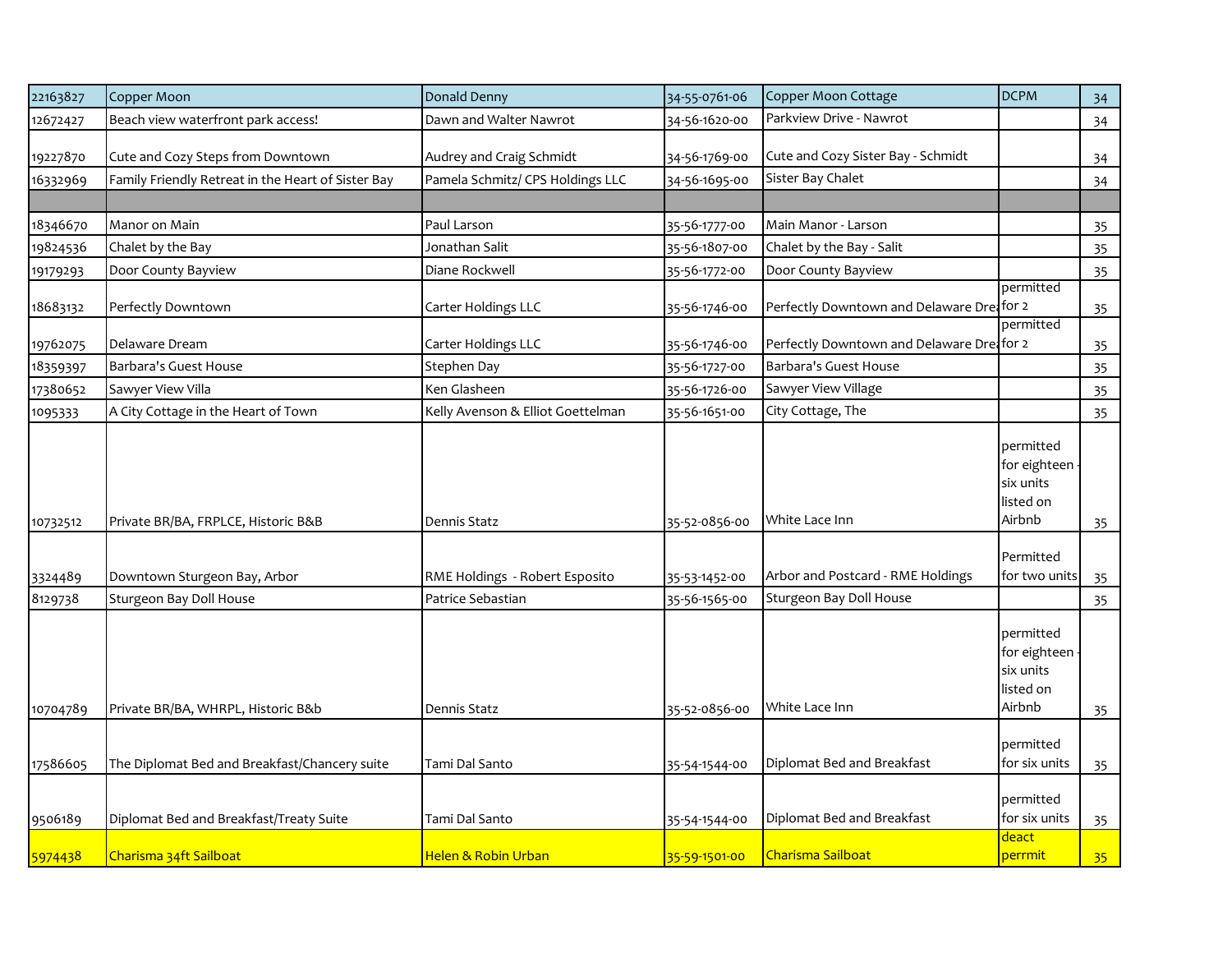| 22163827 | Copper Moon | Donald Denny | 34-55-0761-06 | Copper Moon Cottage | DCPM | 34 |
|---|---|---|---|---|---|---|
| 12672427 | Beach view waterfront park access! | Dawn and Walter Nawrot | 34-56-1620-00 | Parkview Drive - Nawrot | | 34 |
| 19227870 | Cute and Cozy Steps from Downtown | Audrey and Craig Schmidt | 34-56-1769-00 | Cute and Cozy Sister Bay - Schmidt | | 34 |
| 16332969 | Family Friendly Retreat in the Heart of Sister Bay | Pamela Schmitz/ CPS Holdings LLC | 34-56-1695-00 | Sister Bay Chalet | | 34 |
| | | | | | | |
| 18346670 | Manor on Main | Paul Larson | 35-56-1777-00 | Main Manor - Larson | | 35 |
| 19824536 | Chalet by the Bay | Jonathan Salit | 35-56-1807-00 | Chalet by the Bay - Salit | | 35 |
| 19179293 | Door County Bayview | Diane Rockwell | 35-56-1772-00 | Door County Bayview | | 35 |
| 18683132 | Perfectly Downtown | Carter Holdings LLC | 35-56-1746-00 | Perfectly Downtown and Delaware Drea | permitted for 2 | 35 |
| 19762075 | Delaware Dream | Carter Holdings LLC | 35-56-1746-00 | Perfectly Downtown and Delaware Drea | permitted for 2 | 35 |
| 18359397 | Barbara's Guest House | Stephen Day | 35-56-1727-00 | Barbara's Guest House | | 35 |
| 17380652 | Sawyer View Villa | Ken Glasheen | 35-56-1726-00 | Sawyer View Village | | 35 |
| 1095333 | A City Cottage in the Heart of Town | Kelly Avenson & Elliot Goettelman | 35-56-1651-00 | City Cottage, The | | 35 |
| 10732512 | Private BR/BA, FRPLCE, Historic B&B | Dennis Statz | 35-52-0856-00 | White Lace Inn | permitted for eighteen - six units listed on Airbnb | 35 |
| 3324489 | Downtown Sturgeon Bay, Arbor | RME Holdings - Robert Esposito | 35-53-1452-00 | Arbor and Postcard - RME Holdings | Permitted for two units | 35 |
| 8129738 | Sturgeon Bay Doll House | Patrice Sebastian | 35-56-1565-00 | Sturgeon Bay Doll House | | 35 |
| 10704789 | Private BR/BA, WHRPL, Historic B&b | Dennis Statz | 35-52-0856-00 | White Lace Inn | permitted for eighteen - six units listed on Airbnb | 35 |
| 17586605 | The Diplomat Bed and Breakfast/Chancery suite | Tami Dal Santo | 35-54-1544-00 | Diplomat Bed and Breakfast | permitted for six units | 35 |
| 9506189 | Diplomat Bed and Breakfast/Treaty Suite | Tami Dal Santo | 35-54-1544-00 | Diplomat Bed and Breakfast | permitted for six units | 35 |
| 5974438 | Charisma 34ft Sailboat | Helen & Robin Urban | 35-59-1501-00 | Charisma Sailboat | deact perrmit | 35 |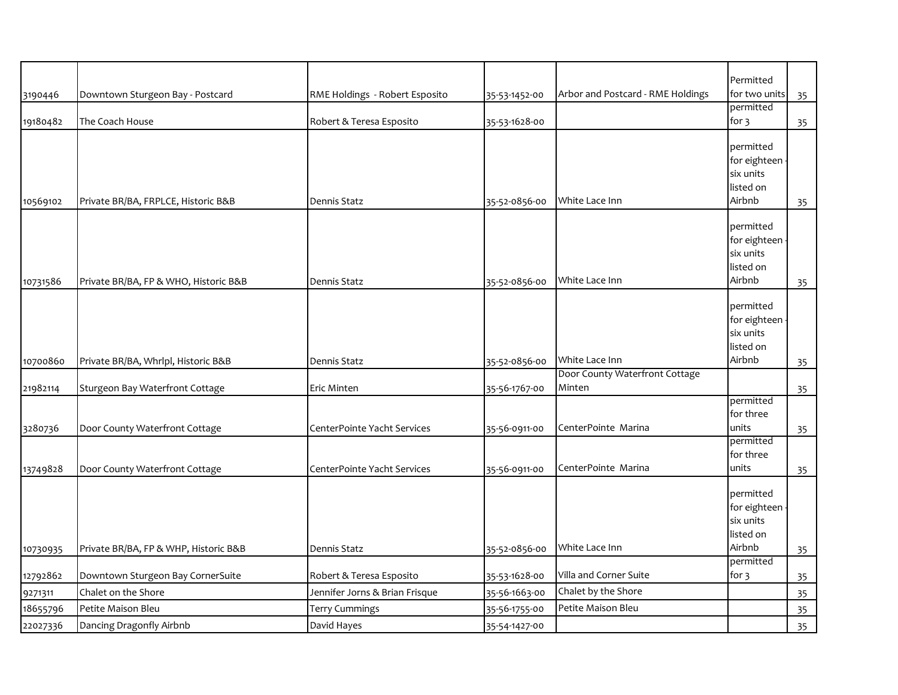| | | | | | | |
|---|---|---|---|---|---|---|
| 3190446 | Downtown Sturgeon Bay - Postcard | RME Holdings - Robert Esposito | 35-53-1452-00 | Arbor and Postcard - RME Holdings | Permitted for two units | 35 |
| 19180482 | The Coach House | Robert & Teresa Esposito | 35-53-1628-00 | | permitted for 3 | 35 |
| 10569102 | Private BR/BA, FRPLCE, Historic B&B | Dennis Statz | 35-52-0856-00 | White Lace Inn | permitted for eighteen - six units listed on Airbnb | 35 |
| 10731586 | Private BR/BA, FP & WHO, Historic B&B | Dennis Statz | 35-52-0856-00 | White Lace Inn | permitted for eighteen - six units listed on Airbnb | 35 |
| 10700860 | Private BR/BA, Whrlpl, Historic B&B | Dennis Statz | 35-52-0856-00 | White Lace Inn | permitted for eighteen - six units listed on Airbnb | 35 |
| 21982114 | Sturgeon Bay Waterfront Cottage | Eric Minten | 35-56-1767-00 | Door County Waterfront Cottage Minten | | 35 |
| 3280736 | Door County Waterfront Cottage | CenterPointe Yacht Services | 35-56-0911-00 | CenterPointe Marina | permitted for three units | 35 |
| 13749828 | Door County Waterfront Cottage | CenterPointe Yacht Services | 35-56-0911-00 | CenterPointe Marina | permitted for three units | 35 |
| 10730935 | Private BR/BA, FP & WHP, Historic B&B | Dennis Statz | 35-52-0856-00 | White Lace Inn | permitted for eighteen - six units listed on Airbnb | 35 |
| 12792862 | Downtown Sturgeon Bay CornerSuite | Robert & Teresa Esposito | 35-53-1628-00 | Villa and Corner Suite | permitted for 3 | 35 |
| 9271311 | Chalet on the Shore | Jennifer Jorns & Brian Frisque | 35-56-1663-00 | Chalet by the Shore | | 35 |
| 18655796 | Petite Maison Bleu | Terry Cummings | 35-56-1755-00 | Petite Maison Bleu | | 35 |
| 22027336 | Dancing Dragonfly Airbnb | David Hayes | 35-54-1427-00 | | | 35 |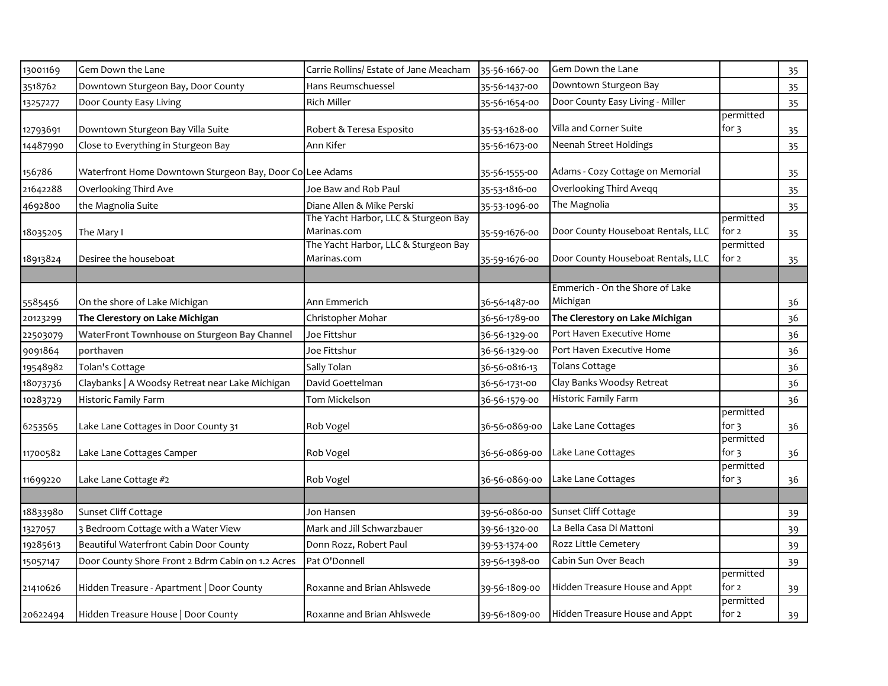| | | | | | | |
|---|---|---|---|---|---|---|
| 13001169 | Gem Down the Lane | Carrie Rollins/ Estate of Jane Meacham | 35-56-1667-00 | Gem Down the Lane | | 35 |
| 3518762 | Downtown Sturgeon Bay, Door County | Hans Reumschuessel | 35-56-1437-00 | Downtown Sturgeon Bay | | 35 |
| 13257277 | Door County Easy Living | Rich Miller | 35-56-1654-00 | Door County Easy Living - Miller | | 35 |
| 12793691 | Downtown Sturgeon Bay Villa Suite | Robert & Teresa Esposito | 35-53-1628-00 | Villa and Corner Suite | permitted for 3 | 35 |
| 14487990 | Close to Everything in Sturgeon Bay | Ann Kifer | 35-56-1673-00 | Neenah Street Holdings | | 35 |
| 156786 | Waterfront Home Downtown Sturgeon Bay, Door Co | Lee Adams | 35-56-1555-00 | Adams - Cozy Cottage on Memorial | | 35 |
| 21642288 | Overlooking Third Ave | Joe Baw and Rob Paul | 35-53-1816-00 | Overlooking Third Aveqq | | 35 |
| 4692800 | the Magnolia Suite | Diane Allen & Mike Perski | 35-53-1096-00 | The Magnolia | | 35 |
| 18035205 | The Mary I | The Yacht Harbor, LLC & Sturgeon Bay Marinas.com | 35-59-1676-00 | Door County Houseboat Rentals, LLC | permitted for 2 | 35 |
| 18913824 | Desiree the houseboat | The Yacht Harbor, LLC & Sturgeon Bay Marinas.com | 35-59-1676-00 | Door County Houseboat Rentals, LLC | permitted for 2 | 35 |
| | | | | | | |
| 5585456 | On the shore of Lake Michigan | Ann Emmerich | 36-56-1487-00 | Emmerich - On the Shore of Lake Michigan | | 36 |
| 20123299 | **The Clerestory on Lake Michigan** | Christopher Mohar | 36-56-1789-00 | **The Clerestory on Lake Michigan** | | 36 |
| 22503079 | **WaterFront Townhouse on Sturgeon Bay Channel** | Joe Fittshur | 36-56-1329-00 | Port Haven Executive Home | | 36 |
| 9091864 | **porthaven** | Joe Fittshur | 36-56-1329-00 | Port Haven Executive Home | | 36 |
| 19548982 | Tolan's Cottage | Sally Tolan | 36-56-0816-13 | Tolans Cottage | | 36 |
| 18073736 | Claybanks \| A Woodsy Retreat near Lake Michigan | David Goettelman | 36-56-1731-00 | Clay Banks Woodsy Retreat | | 36 |
| 10283729 | Historic Family Farm | Tom Mickelson | 36-56-1579-00 | Historic Family Farm | | 36 |
| 6253565 | Lake Lane Cottages in Door County 31 | Rob Vogel | 36-56-0869-00 | Lake Lane Cottages | permitted for 3 | 36 |
| 11700582 | Lake Lane Cottages Camper | Rob Vogel | 36-56-0869-00 | Lake Lane Cottages | permitted for 3 | 36 |
| 11699220 | Lake Lane Cottage #2 | Rob Vogel | 36-56-0869-00 | Lake Lane Cottages | permitted for 3 | 36 |
| | | | | | | |
| 18833980 | Sunset Cliff Cottage | Jon Hansen | 39-56-0860-00 | Sunset Cliff Cottage | | 39 |
| 1327057 | 3 Bedroom Cottage with a Water View | Mark and Jill Schwarzbauer | 39-56-1320-00 | La Bella Casa Di Mattoni | | 39 |
| 19285613 | Beautiful Waterfront Cabin Door County | Donn Rozz, Robert Paul | 39-53-1374-00 | Rozz Little Cemetery | | 39 |
| 15057147 | Door County Shore Front 2 Bdrm Cabin on 1.2 Acres | Pat O'Donnell | 39-56-1398-00 | Cabin Sun Over Beach | | 39 |
| 21410626 | Hidden Treasure - Apartment \| Door County | Roxanne and Brian Ahlswede | 39-56-1809-00 | Hidden Treasure House and Appt | permitted for 2 | 39 |
| 20622494 | Hidden Treasure House \| Door County | Roxanne and Brian Ahlswede | 39-56-1809-00 | Hidden Treasure House and Appt | permitted for 2 | 39 |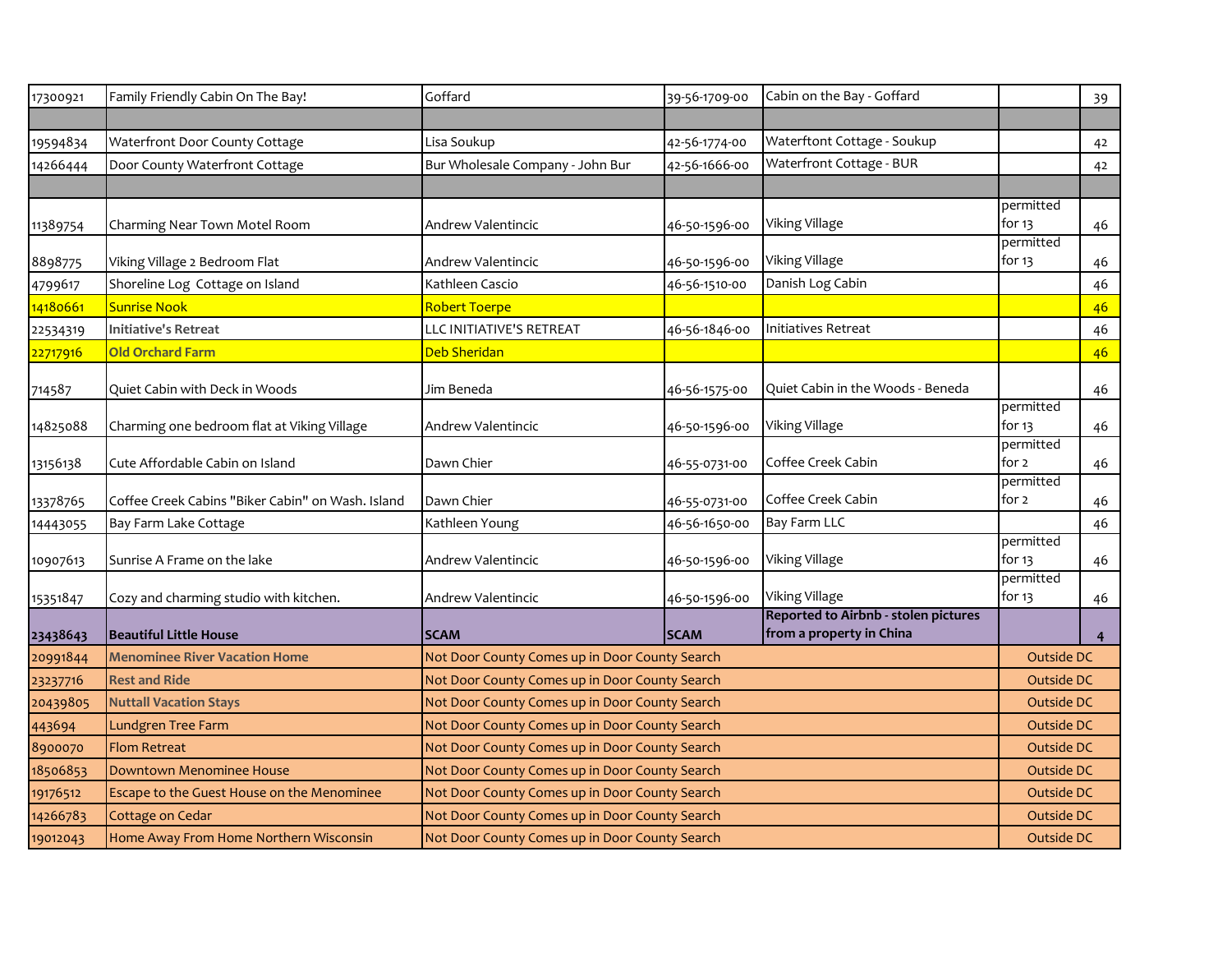| | | | | | | |
|---|---|---|---|---|---|---|
| 17300921 | Family Friendly Cabin On The Bay! | Goffard | 39-56-1709-00 | Cabin on the Bay - Goffard | | 39 |
| | | | | | | |
| 19594834 | Waterfront Door County Cottage | Lisa Soukup | 42-56-1774-00 | Waterftont Cottage - Soukup | | 42 |
| 14266444 | Door County Waterfront Cottage | Bur Wholesale Company - John Bur | 42-56-1666-00 | Waterfront Cottage - BUR | | 42 |
| | | | | | | |
| 11389754 | Charming Near Town Motel Room | Andrew Valentincic | 46-50-1596-00 | Viking Village | permitted for 13 | 46 |
| 8898775 | Viking Village 2 Bedroom Flat | Andrew Valentincic | 46-50-1596-00 | Viking Village | permitted for 13 | 46 |
| 4799617 | Shoreline Log Cottage on Island | Kathleen Cascio | 46-56-1510-00 | Danish Log Cabin | | 46 |
| 14180661 | Sunrise Nook | Robert Toerpe | | | | 46 |
| 22534319 | **Initiative's Retreat** | LLC INITIATIVE'S RETREAT | 46-56-1846-00 | Initiatives Retreat | | 46 |
| 22717916 | **Old Orchard Farm** | Deb Sheridan | | | | 46 |
| 714587 | Quiet Cabin with Deck in Woods | Jim Beneda | 46-56-1575-00 | Quiet Cabin in the Woods - Beneda | | 46 |
| 14825088 | Charming one bedroom flat at Viking Village | Andrew Valentincic | 46-50-1596-00 | Viking Village | permitted for 13 | 46 |
| 13156138 | Cute Affordable Cabin on Island | Dawn Chier | 46-55-0731-00 | Coffee Creek Cabin | permitted for 2 | 46 |
| 13378765 | Coffee Creek Cabins "Biker Cabin" on Wash. Island | Dawn Chier | 46-55-0731-00 | Coffee Creek Cabin | permitted for 2 | 46 |
| 14443055 | Bay Farm Lake Cottage | Kathleen Young | 46-56-1650-00 | Bay Farm LLC | | 46 |
| 10907613 | Sunrise A Frame on the lake | Andrew Valentincic | 46-50-1596-00 | Viking Village | permitted for 13 | 46 |
| 15351847 | Cozy and charming studio with kitchen. | Andrew Valentincic | 46-50-1596-00 | Viking Village | permitted for 13 | 46 |
| **23438643** | **Beautiful Little House** | **SCAM** | **SCAM** | **Reported to Airbnb - stolen pictures from a property in China** | | **4** |
| 20991844 | **Menominee River Vacation Home** | Not Door County Comes up in Door County Search | | | Outside DC | |
| 23237716 | **Rest and Ride** | Not Door County Comes up in Door County Search | | | Outside DC | |
| 20439805 | **Nuttall Vacation Stays** | Not Door County Comes up in Door County Search | | | Outside DC | |
| 443694 | Lundgren Tree Farm | Not Door County Comes up in Door County Search | | | Outside DC | |
| 8900070 | Flom Retreat | Not Door County Comes up in Door County Search | | | Outside DC | |
| 18506853 | Downtown Menominee House | Not Door County Comes up in Door County Search | | | Outside DC | |
| 19176512 | Escape to the Guest House on the Menominee | Not Door County Comes up in Door County Search | | | Outside DC | |
| 14266783 | Cottage on Cedar | Not Door County Comes up in Door County Search | | | Outside DC | |
| 19012043 | Home Away From Home Northern Wisconsin | Not Door County Comes up in Door County Search | | | Outside DC | |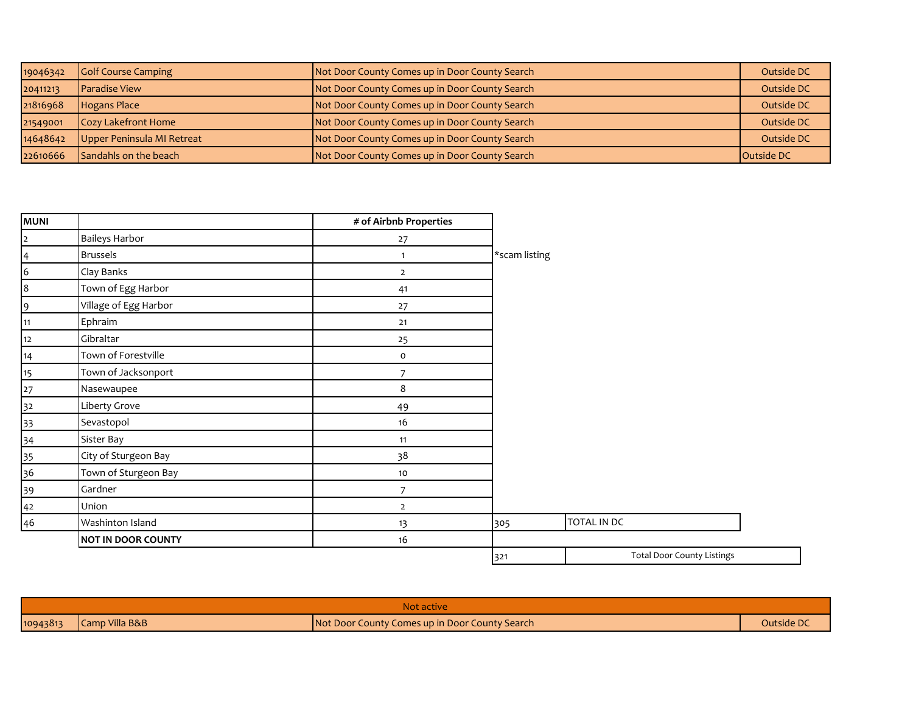| 19046342 | Golf Course Camping | Not Door County Comes up in Door County Search | Outside DC |
|---|---|---|---|
| 20411213 | Paradise View | Not Door County Comes up in Door County Search | Outside DC |
| 21816968 | Hogans Place | Not Door County Comes up in Door County Search | Outside DC |
| 21549001 | Cozy Lakefront Home | Not Door County Comes up in Door County Search | Outside DC |
| 14648642 | Upper Peninsula MI Retreat | Not Door County Comes up in Door County Search | Outside DC |
| 22610666 | Sandahls on the beach | Not Door County Comes up in Door County Search | Outside DC |

| MUNI | | # of Airbnb Properties | | |
|---|---|---|---|---|
| 2 | Baileys Harbor | 27 | | |
| 4 | Brussels | 1 | *scam listing | |
| 6 | Clay Banks | 2 | | |
| 8 | Town of Egg Harbor | 41 | | |
| 9 | Village of Egg Harbor | 27 | | |
| 11 | Ephraim | 21 | | |
| 12 | Gibraltar | 25 | | |
| 14 | Town of Forestville | 0 | | |
| 15 | Town of Jacksonport | 7 | | |
| 27 | Nasewaupee | 8 | | |
| 32 | Liberty Grove | 49 | | |
| 33 | Sevastopol | 16 | | |
| 34 | Sister Bay | 11 | | |
| 35 | City of Sturgeon Bay | 38 | | |
| 36 | Town of Sturgeon Bay | 10 | | |
| 39 | Gardner | 7 | | |
| 42 | Union | 2 | | |
| 46 | Washinton Island | 13 | 305 | TOTAL IN DC |
| | **NOT IN DOOR COUNTY** | 16 | | |
| | | | 321 | Total Door County Listings |

| Not active | | | |
|---|---|---|---|
| 10943813 | Camp Villa B&B | Not Door County Comes up in Door County Search | Outside DC |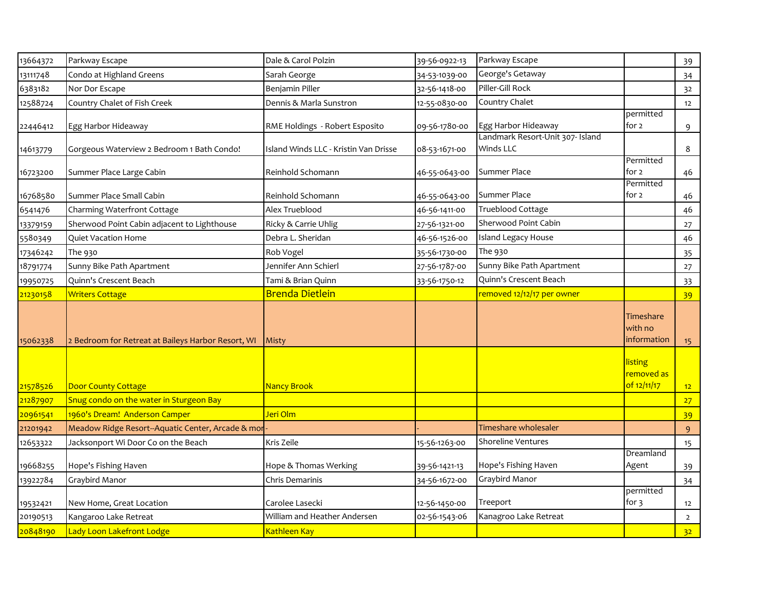| | | | | | | |
|---|---|---|---|---|---|---|
| 13664372 | Parkway Escape | Dale & Carol Polzin | 39-56-0922-13 | Parkway Escape | | 39 |
| 13111748 | Condo at Highland Greens | Sarah George | 34-53-1039-00 | George's Getaway | | 34 |
| 6383182 | Nor Dor Escape | Benjamin Piller | 32-56-1418-00 | Piller-Gill Rock | | 32 |
| 12588724 | Country Chalet of Fish Creek | Dennis & Marla Sunstron | 12-55-0830-00 | Country Chalet | | 12 |
| 22446412 | Egg Harbor Hideaway | RME Holdings - Robert Esposito | 09-56-1780-00 | Egg Harbor Hideaway | permitted for 2 | 9 |
| 14613779 | Gorgeous Waterview 2 Bedroom 1 Bath Condo! | Island Winds LLC - Kristin Van Drisse | 08-53-1671-00 | Landmark Resort-Unit 307- Island Winds LLC | | 8 |
| 16723200 | Summer Place Large Cabin | Reinhold Schomann | 46-55-0643-00 | Summer Place | Permitted for 2 | 46 |
| 16768580 | Summer Place Small Cabin | Reinhold Schomann | 46-55-0643-00 | Summer Place | Permitted for 2 | 46 |
| 6541476 | Charming Waterfront Cottage | Alex Trueblood | 46-56-1411-00 | Trueblood Cottage | | 46 |
| 13379159 | Sherwood Point Cabin adjacent to Lighthouse | Ricky & Carrie Uhlig | 27-56-1321-00 | Sherwood Point Cabin | | 27 |
| 5580349 | Quiet Vacation Home | Debra L. Sheridan | 46-56-1526-00 | Island Legacy House | | 46 |
| 17346242 | The 930 | Rob Vogel | 35-56-1730-00 | The 930 | | 35 |
| 18791774 | Sunny Bike Path Apartment | Jennifer Ann Schierl | 27-56-1787-00 | Sunny Bike Path Apartment | | 27 |
| 19950725 | Quinn's Crescent Beach | Tami & Brian Quinn | 33-56-1750-12 | Quinn's Crescent Beach | | 33 |
| 21230158 | Writers Cottage | Brenda Dietlein | | removed 12/12/17 per owner | | 39 |
| 15062338 | 2 Bedroom for Retreat at Baileys Harbor Resort, WI | Misty | | | Timeshare with no information | 15 |
| 21578526 | Door County Cottage | Nancy Brook | | | listing removed as of 12/11/17 | 12 |
| 21287907 | Snug condo on the water in Sturgeon Bay | | | | | 27 |
| 20961541 | 1960's Dream! Anderson Camper | Jeri Olm | | | | 39 |
| 21201942 | Meadow Ridge Resort--Aquatic Center, Arcade & mor | - | - | Timeshare wholesaler | | 9 |
| 12653322 | Jacksonport Wi Door Co on the Beach | Kris Zeile | 15-56-1263-00 | Shoreline Ventures | | 15 |
| 19668255 | Hope's Fishing Haven | Hope & Thomas Werking | 39-56-1421-13 | Hope's Fishing Haven | Dreamland Agent | 39 |
| 13922784 | Graybird Manor | Chris Demarinis | 34-56-1672-00 | Graybird Manor | | 34 |
| 19532421 | New Home, Great Location | Carolee Lasecki | 12-56-1450-00 | Treeport | permitted for 3 | 12 |
| 20190513 | Kangaroo Lake Retreat | William and Heather Andersen | 02-56-1543-06 | Kanagroo Lake Retreat | | 2 |
| 20848190 | Lady Loon Lakefront Lodge | Kathleen Kay | | | | 32 |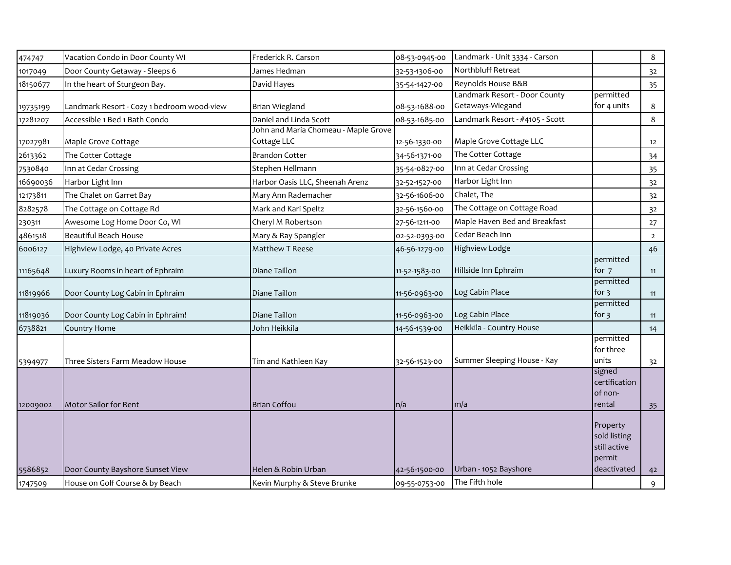| | | | | | | |
|---|---|---|---|---|---|---|
| 474747 | Vacation Condo in Door County WI | Frederick R. Carson | 08-53-0945-00 | Landmark - Unit 3334 - Carson | | 8 |
| 1017049 | Door County Getaway - Sleeps 6 | James Hedman | 32-53-1306-00 | Northbluff Retreat | | 32 |
| 18150677 | In the heart of Sturgeon Bay. | David Hayes | 35-54-1427-00 | Reynolds House B&B | | 35 |
| 19735199 | Landmark Resort - Cozy 1 bedroom wood-view | Brian Wiegland | 08-53-1688-00 | Landmark Resort - Door County Getaways-Wiegand | permitted for 4 units | 8 |
| 17281207 | Accessible 1 Bed 1 Bath Condo | Daniel and Linda Scott | 08-53-1685-00 | Landmark Resort - #4105 - Scott | | 8 |
| 17027981 | Maple Grove Cottage | John and Maria Chomeau - Maple Grove Cottage LLC | 12-56-1330-00 | Maple Grove Cottage LLC | | 12 |
| 2613362 | The Cotter Cottage | Brandon Cotter | 34-56-1371-00 | The Cotter Cottage | | 34 |
| 7530840 | Inn at Cedar Crossing | Stephen Hellmann | 35-54-0827-00 | Inn at Cedar Crossing | | 35 |
| 16690036 | Harbor Light Inn | Harbor Oasis LLC, Sheenah Arenz | 32-52-1527-00 | Harbor Light Inn | | 32 |
| 12173811 | The Chalet on Garret Bay | Mary Ann Rademacher | 32-56-1606-00 | Chalet, The | | 32 |
| 8282578 | The Cottage on Cottage Rd | Mark and Kari Speltz | 32-56-1560-00 | The Cottage on Cottage Road | | 32 |
| 230311 | Awesome Log Home Door Co, WI | Cheryl M Robertson | 27-56-1211-00 | Maple Haven Bed and Breakfast | | 27 |
| 4861518 | Beautiful Beach House | Mary & Ray Spangler | 02-52-0393-00 | Cedar Beach Inn | | 2 |
| 6006127 | Highview Lodge, 40 Private Acres | Matthew T Reese | 46-56-1279-00 | Highview Lodge | | 46 |
| 11165648 | Luxury Rooms in heart of Ephraim | Diane Taillon | 11-52-1583-00 | Hillside Inn Ephraim | permitted for 7 | 11 |
| 11819966 | Door County Log Cabin in Ephraim | Diane Taillon | 11-56-0963-00 | Log Cabin Place | permitted for 3 | 11 |
| 11819036 | Door County Log Cabin in Ephraim! | Diane Taillon | 11-56-0963-00 | Log Cabin Place | permitted for 3 | 11 |
| 6738821 | Country Home | John Heikkila | 14-56-1539-00 | Heikkila - Country House | | 14 |
| 5394977 | Three Sisters Farm Meadow House | Tim and Kathleen Kay | 32-56-1523-00 | Summer Sleeping House - Kay | permitted for three units | 32 |
| 12009002 | Motor Sailor for Rent | Brian Coffou | n/a | m/a | signed certification of non-rental | 35 |
| 5586852 | Door County Bayshore Sunset View | Helen & Robin Urban | 42-56-1500-00 | Urban - 1052 Bayshore | Property sold listing still active permit deactivated | 42 |
| 1747509 | House on Golf Course & by Beach | Kevin Murphy & Steve Brunke | 09-55-0753-00 | The Fifth hole | | 9 |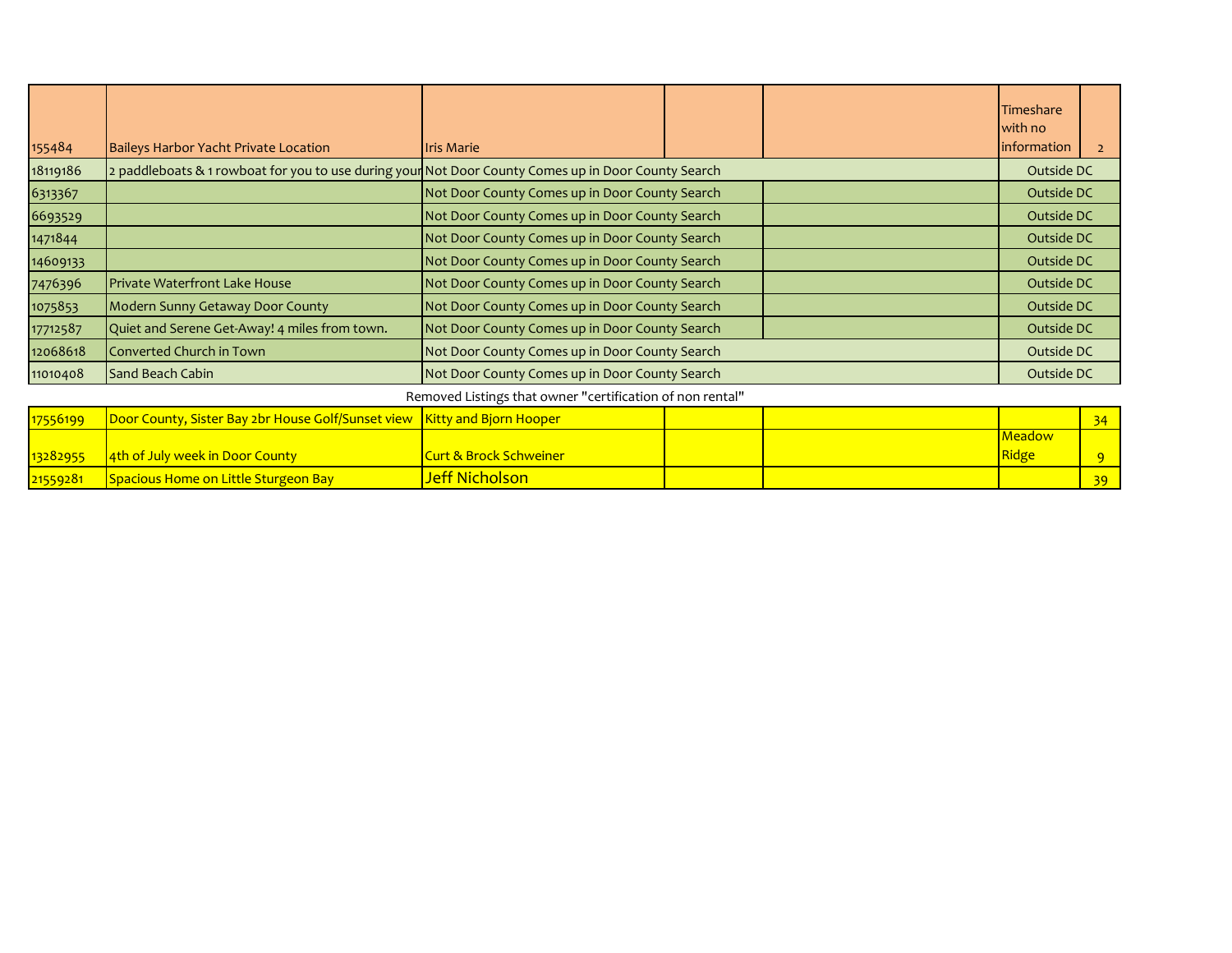| | | | | | | |
|---|---|---|---|---|---|---|
| 155484 | Baileys Harbor Yacht Private Location | Iris Marie | | | Timeshare with no information | 2 |
| 18119186 | 2 paddleboats & 1 rowboat for you to use during your | Not Door County Comes up in Door County Search | | | Outside DC | |
| 6313367 | | Not Door County Comes up in Door County Search | | | Outside DC | |
| 6693529 | | Not Door County Comes up in Door County Search | | | Outside DC | |
| 1471844 | | Not Door County Comes up in Door County Search | | | Outside DC | |
| 14609133 | | Not Door County Comes up in Door County Search | | | Outside DC | |
| 7476396 | Private Waterfront Lake House | Not Door County Comes up in Door County Search | | | Outside DC | |
| 1075853 | Modern Sunny Getaway Door County | Not Door County Comes up in Door County Search | | | Outside DC | |
| 17712587 | Quiet and Serene Get-Away! 4 miles from town. | Not Door County Comes up in Door County Search | | | Outside DC | |
| 12068618 | Converted Church in Town | Not Door County Comes up in Door County Search | | | Outside DC | |
| 11010408 | Sand Beach Cabin | Not Door County Comes up in Door County Search | | | Outside DC | |

Removed Listings that owner "certification of non rental"

| | | | | | | |
|---|---|---|---|---|---|---|
| 17556199 | Door County, Sister Bay 2br House Golf/Sunset view | Kitty and Bjorn Hooper | | | | 34 |
| 13282955 | 4th of July week in Door County | Curt & Brock Schweiner | | | Meadow Ridge | 9 |
| 21559281 | Spacious Home on Little Sturgeon Bay | Jeff Nicholson | | | | 39 |